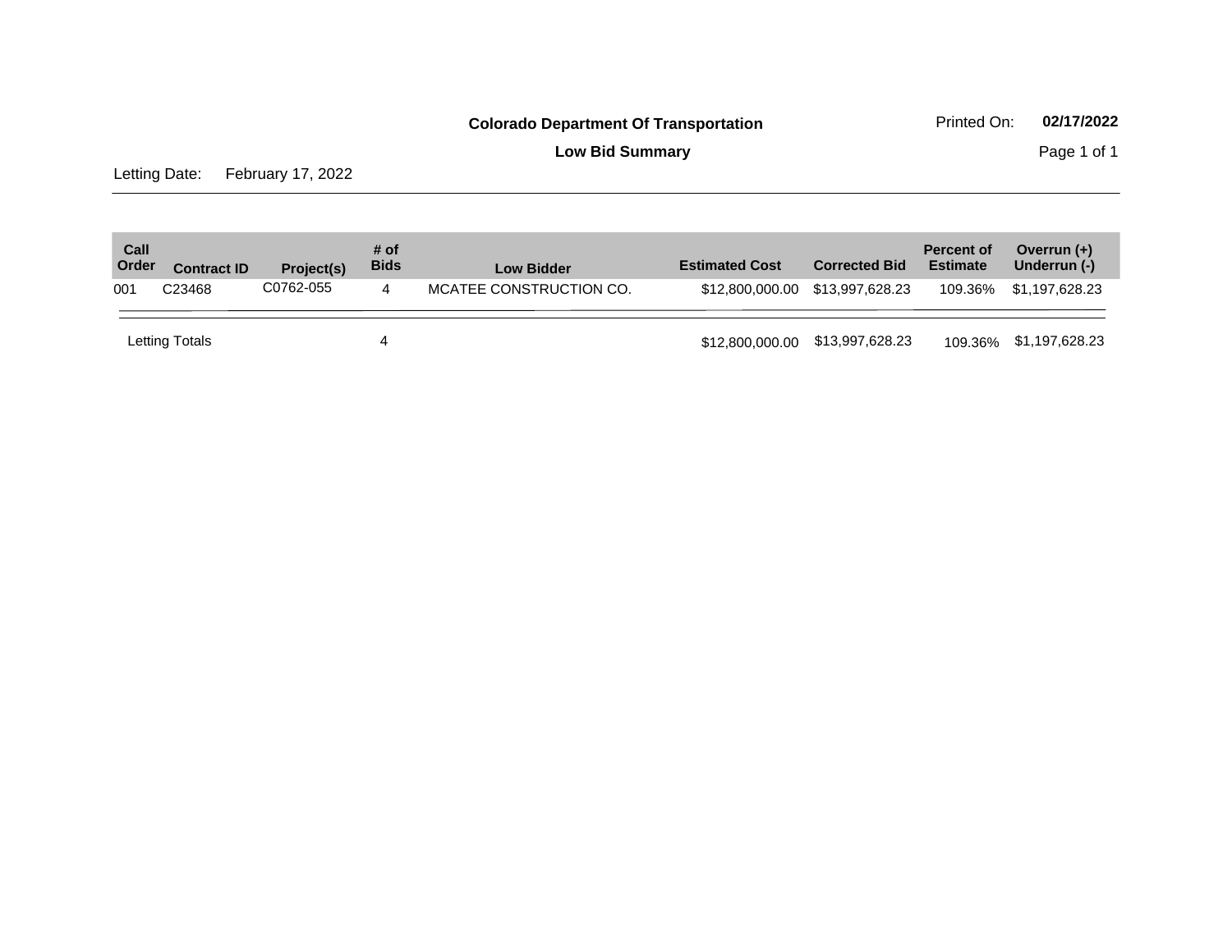**Colorado Department Of Transportation**

**Low Bid Summary**

Printed On: **02/17/2022**

Letting Date: February 17, 2022

| Call Order | Contract ID | Project(s) | # of Bids | Low Bidder | Estimated Cost | Corrected Bid | Percent of Estimate | Overrun (+) Underrun (-) |
|---|---|---|---|---|---|---|---|---|
| 001 | C23468 | C0762-055 | 4 | MCATEE CONSTRUCTION CO. | $12,800,000.00 | $13,997,628.23 | 109.36% | $1,197,628.23 |
| Letting Totals | | | 4 | | $12,800,000.00 | $13,997,628.23 | 109.36% | $1,197,628.23 |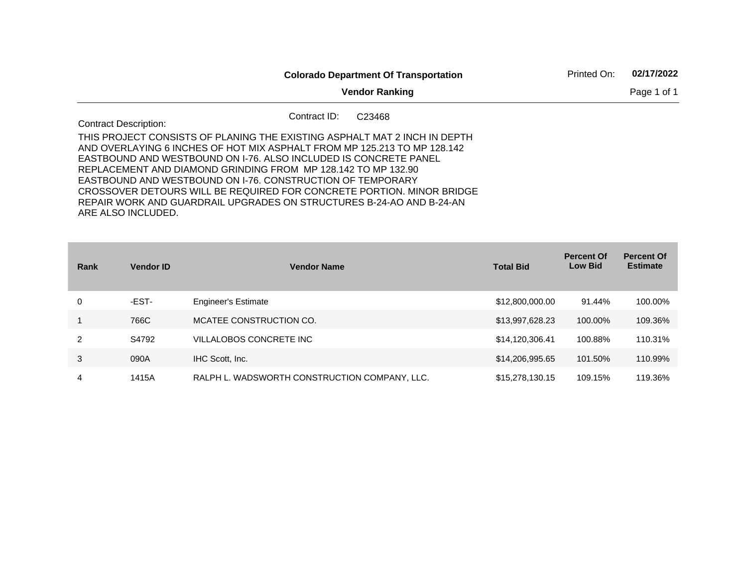**Colorado Department Of Transportation**

**Vendor Ranking**

Printed On: **02/17/2022**

Contract ID: C23468

Contract Description:

THIS PROJECT CONSISTS OF PLANING THE EXISTING ASPHALT MAT 2 INCH IN DEPTH AND OVERLAYING 6 INCHES OF HOT MIX ASPHALT FROM MP 125.213 TO MP 128.142 EASTBOUND AND WESTBOUND ON I-76. ALSO INCLUDED IS CONCRETE PANEL REPLACEMENT AND DIAMOND GRINDING FROM MP 128.142 TO MP 132.90 EASTBOUND AND WESTBOUND ON I-76. CONSTRUCTION OF TEMPORARY CROSSOVER DETOURS WILL BE REQUIRED FOR CONCRETE PORTION. MINOR BRIDGE REPAIR WORK AND GUARDRAIL UPGRADES ON STRUCTURES B-24-AO AND B-24-AN ARE ALSO INCLUDED.

| Rank | Vendor ID | Vendor Name | Total Bid | Percent Of Low Bid | Percent Of Estimate |
|---|---|---|---|---|---|
| 0 | -EST- | Engineer's Estimate | $12,800,000.00 | 91.44% | 100.00% |
| 1 | 766C | MCATEE CONSTRUCTION CO. | $13,997,628.23 | 100.00% | 109.36% |
| 2 | S4792 | VILLALOBOS CONCRETE INC | $14,120,306.41 | 100.88% | 110.31% |
| 3 | 090A | IHC Scott, Inc. | $14,206,995.65 | 101.50% | 110.99% |
| 4 | 1415A | RALPH L. WADSWORTH CONSTRUCTION COMPANY, LLC. | $15,278,130.15 | 109.15% | 119.36% |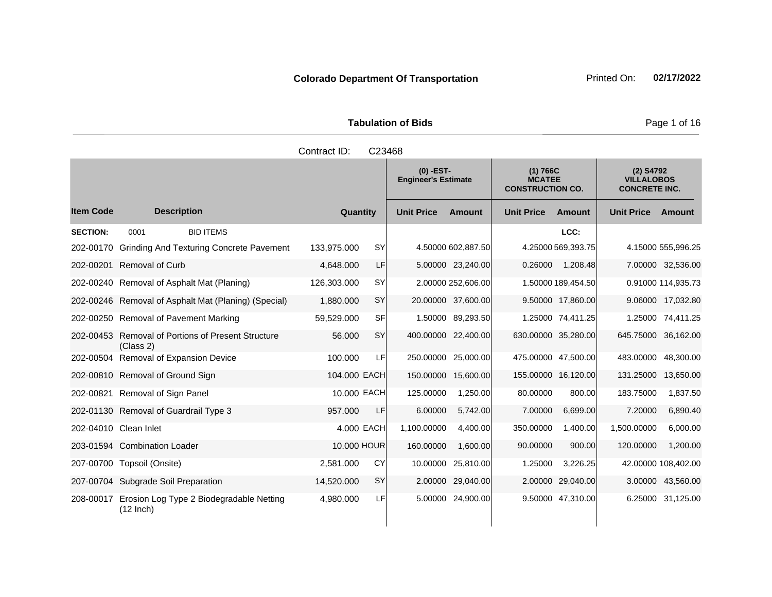**Colorado Department Of Transportation**

Printed On: **02/17/2022**

**Tabulation of Bids**

Contract ID: C23468

| Item Code | Description | Quantity | Unit | (0) -EST- Engineer's Estimate Unit Price | (0) -EST- Engineer's Estimate Amount | (1) 766C MCATEE CONSTRUCTION CO. Unit Price | (1) 766C MCATEE CONSTRUCTION CO. Amount | (2) S4792 VILLALOBOS CONCRETE INC. Unit Price | (2) S4792 VILLALOBOS CONCRETE INC. Amount |
|---|---|---|---|---|---|---|---|---|---|
| **SECTION:** | 0001 BID ITEMS | | | | | | LCC: | | |
| 202-00170 | Grinding And Texturing Concrete Pavement | 133,975.000 | SY | 4.50000 | 602,887.50 | 4.25000 | 569,393.75 | 4.15000 | 555,996.25 |
| 202-00201 | Removal of Curb | 4,648.000 | LF | 5.00000 | 23,240.00 | 0.26000 | 1,208.48 | 7.00000 | 32,536.00 |
| 202-00240 | Removal of Asphalt Mat (Planing) | 126,303.000 | SY | 2.00000 | 252,606.00 | 1.50000 | 189,454.50 | 0.91000 | 114,935.73 |
| 202-00246 | Removal of Asphalt Mat (Planing) (Special) | 1,880.000 | SY | 20.00000 | 37,600.00 | 9.50000 | 17,860.00 | 9.06000 | 17,032.80 |
| 202-00250 | Removal of Pavement Marking | 59,529.000 | SF | 1.50000 | 89,293.50 | 1.25000 | 74,411.25 | 1.25000 | 74,411.25 |
| 202-00453 | Removal of Portions of Present Structure (Class 2) | 56.000 | SY | 400.00000 | 22,400.00 | 630.00000 | 35,280.00 | 645.75000 | 36,162.00 |
| 202-00504 | Removal of Expansion Device | 100.000 | LF | 250.00000 | 25,000.00 | 475.00000 | 47,500.00 | 483.00000 | 48,300.00 |
| 202-00810 | Removal of Ground Sign | 104.000 | EACH | 150.00000 | 15,600.00 | 155.00000 | 16,120.00 | 131.25000 | 13,650.00 |
| 202-00821 | Removal of Sign Panel | 10.000 | EACH | 125.00000 | 1,250.00 | 80.00000 | 800.00 | 183.75000 | 1,837.50 |
| 202-01130 | Removal of Guardrail Type 3 | 957.000 | LF | 6.00000 | 5,742.00 | 7.00000 | 6,699.00 | 7.20000 | 6,890.40 |
| 202-04010 | Clean Inlet | 4.000 | EACH | 1,100.00000 | 4,400.00 | 350.00000 | 1,400.00 | 1,500.00000 | 6,000.00 |
| 203-01594 | Combination Loader | 10.000 | HOUR | 160.00000 | 1,600.00 | 90.00000 | 900.00 | 120.00000 | 1,200.00 |
| 207-00700 | Topsoil (Onsite) | 2,581.000 | CY | 10.00000 | 25,810.00 | 1.25000 | 3,226.25 | 42.00000 | 108,402.00 |
| 207-00704 | Subgrade Soil Preparation | 14,520.000 | SY | 2.00000 | 29,040.00 | 2.00000 | 29,040.00 | 3.00000 | 43,560.00 |
| 208-00017 | Erosion Log Type 2 Biodegradable Netting (12 Inch) | 4,980.000 | LF | 5.00000 | 24,900.00 | 9.50000 | 47,310.00 | 6.25000 | 31,125.00 |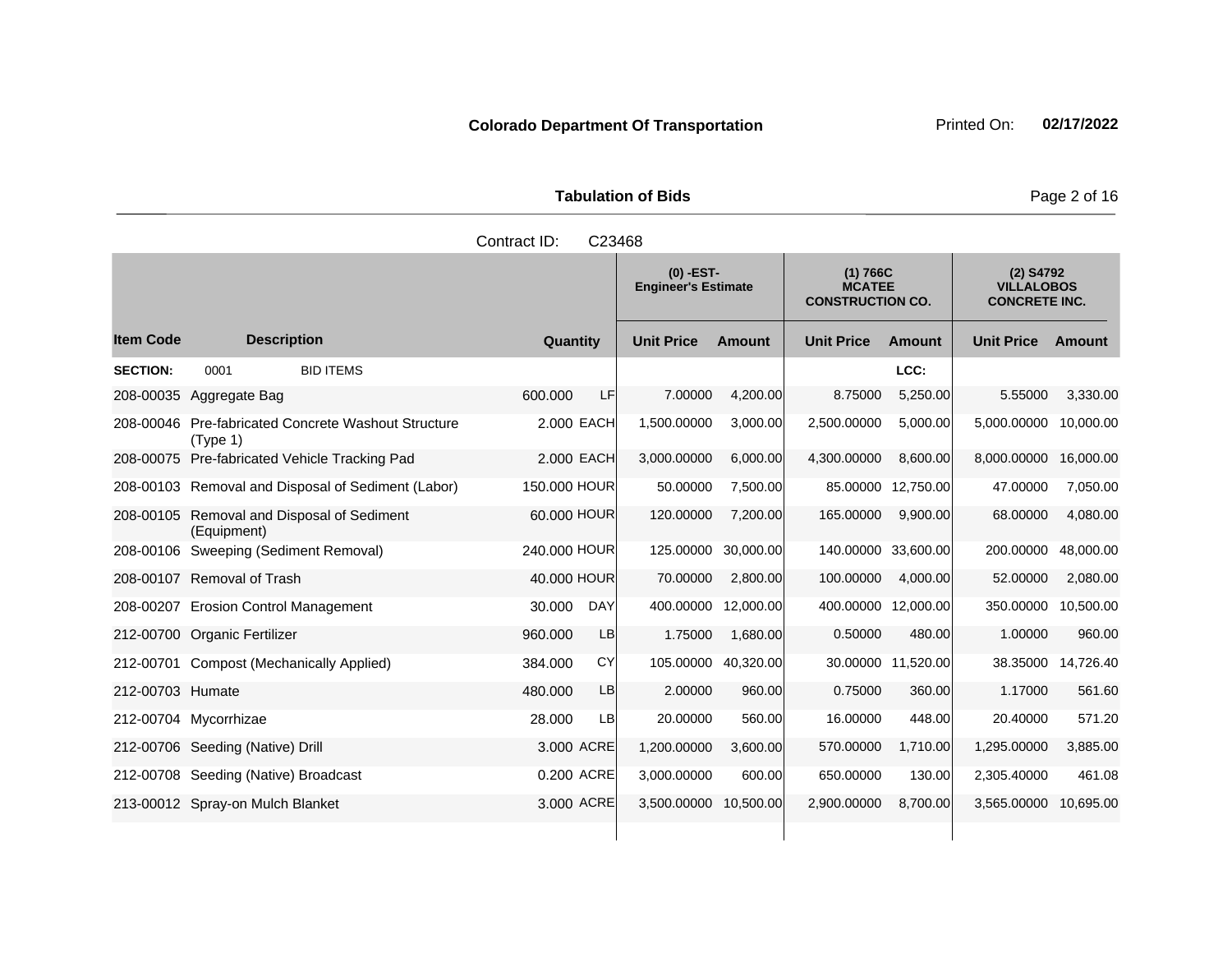**Colorado Department Of Transportation** Printed On: **02/17/2022**

**Tabulation of Bids**

Contract ID: C23468

| | | | | (0) -EST- Engineer's Estimate | | (1) 766C MCATEE CONSTRUCTION CO. | | (2) S4792 VILLALOBOS CONCRETE INC. | |
|---|---|---|---|---|---|---|---|---|---|
| **Item Code** | **Description** | **Quantity** | | **Unit Price** | **Amount** | **Unit Price** | **Amount** | **Unit Price** | **Amount** |
| **SECTION:** | 0001 BID ITEMS | | | | | | LCC: | | |
| 208-00035 | Aggregate Bag | 600.000 | LF | 7.00000 | 4,200.00 | 8.75000 | 5,250.00 | 5.55000 | 3,330.00 |
| 208-00046 | Pre-fabricated Concrete Washout Structure (Type 1) | 2.000 | EACH | 1,500.00000 | 3,000.00 | 2,500.00000 | 5,000.00 | 5,000.00000 | 10,000.00 |
| 208-00075 | Pre-fabricated Vehicle Tracking Pad | 2.000 | EACH | 3,000.00000 | 6,000.00 | 4,300.00000 | 8,600.00 | 8,000.00000 | 16,000.00 |
| 208-00103 | Removal and Disposal of Sediment (Labor) | 150.000 | HOUR | 50.00000 | 7,500.00 | 85.00000 | 12,750.00 | 47.00000 | 7,050.00 |
| 208-00105 | Removal and Disposal of Sediment (Equipment) | 60.000 | HOUR | 120.00000 | 7,200.00 | 165.00000 | 9,900.00 | 68.00000 | 4,080.00 |
| 208-00106 | Sweeping (Sediment Removal) | 240.000 | HOUR | 125.00000 | 30,000.00 | 140.00000 | 33,600.00 | 200.00000 | 48,000.00 |
| 208-00107 | Removal of Trash | 40.000 | HOUR | 70.00000 | 2,800.00 | 100.00000 | 4,000.00 | 52.00000 | 2,080.00 |
| 208-00207 | Erosion Control Management | 30.000 | DAY | 400.00000 | 12,000.00 | 400.00000 | 12,000.00 | 350.00000 | 10,500.00 |
| 212-00700 | Organic Fertilizer | 960.000 | LB | 1.75000 | 1,680.00 | 0.50000 | 480.00 | 1.00000 | 960.00 |
| 212-00701 | Compost (Mechanically Applied) | 384.000 | CY | 105.00000 | 40,320.00 | 30.00000 | 11,520.00 | 38.35000 | 14,726.40 |
| 212-00703 | Humate | 480.000 | LB | 2.00000 | 960.00 | 0.75000 | 360.00 | 1.17000 | 561.60 |
| 212-00704 | Mycorrhizae | 28.000 | LB | 20.00000 | 560.00 | 16.00000 | 448.00 | 20.40000 | 571.20 |
| 212-00706 | Seeding (Native) Drill | 3.000 | ACRE | 1,200.00000 | 3,600.00 | 570.00000 | 1,710.00 | 1,295.00000 | 3,885.00 |
| 212-00708 | Seeding (Native) Broadcast | 0.200 | ACRE | 3,000.00000 | 600.00 | 650.00000 | 130.00 | 2,305.40000 | 461.08 |
| 213-00012 | Spray-on Mulch Blanket | 3.000 | ACRE | 3,500.00000 | 10,500.00 | 2,900.00000 | 8,700.00 | 3,565.00000 | 10,695.00 |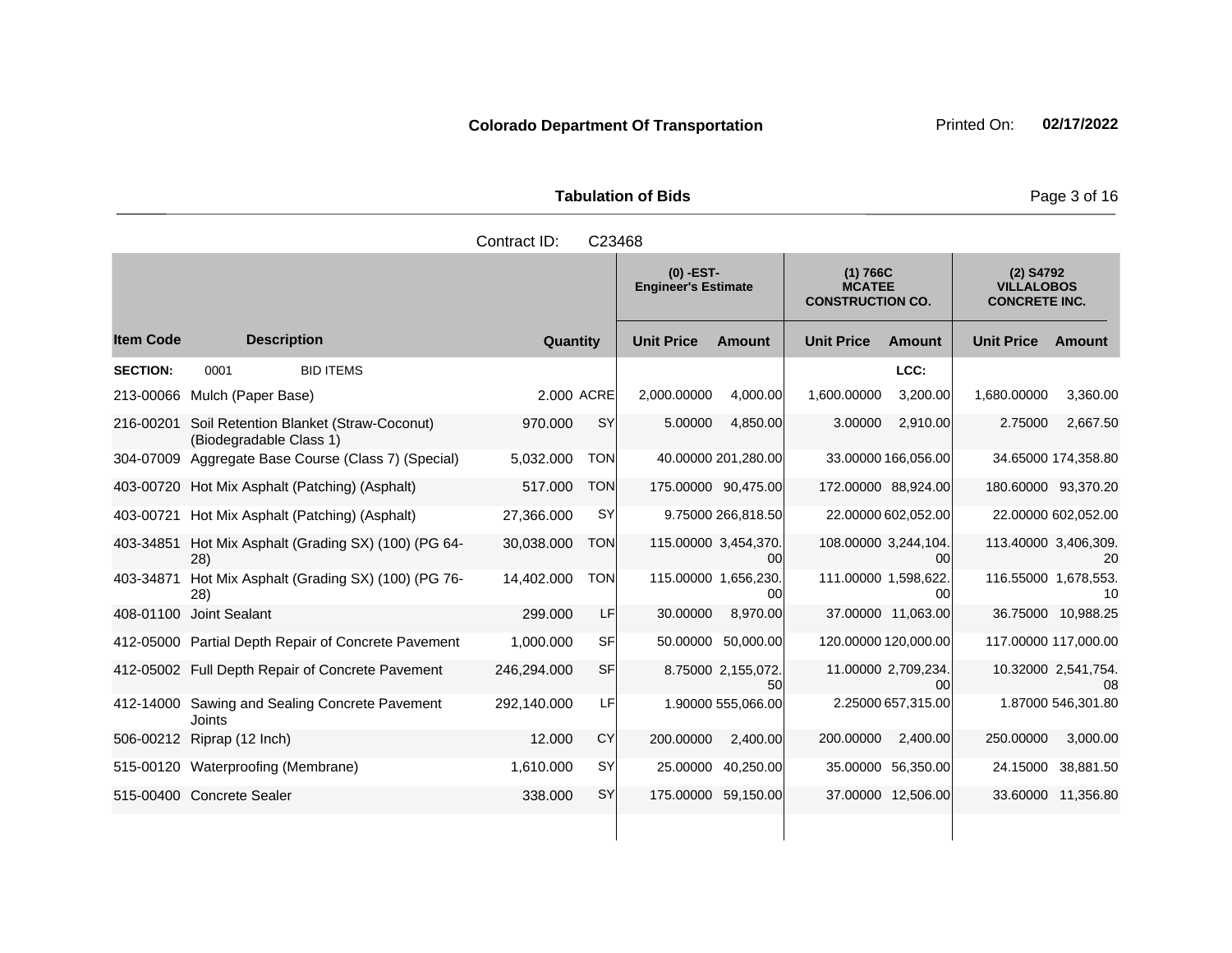**Colorado Department Of Transportation** Printed On: **02/17/2022**

**Tabulation of Bids**

Contract ID: C23468

| Item Code | Description | Quantity | | (0) -EST- Engineer's Estimate Unit Price | Amount | (1) 766C MCATEE CONSTRUCTION CO. Unit Price | Amount | (2) S4792 VILLALOBOS CONCRETE INC. Unit Price | Amount |
|---|---|---|---|---|---|---|---|---|---|
| **SECTION:** | 0001 BID ITEMS | | | | | | LCC: | | |
| 213-00066 | Mulch (Paper Base) | 2.000 | ACRE | 2,000.00000 | 4,000.00 | 1,600.00000 | 3,200.00 | 1,680.00000 | 3,360.00 |
| 216-00201 | Soil Retention Blanket (Straw-Coconut) (Biodegradable Class 1) | 970.000 | SY | 5.00000 | 4,850.00 | 3.00000 | 2,910.00 | 2.75000 | 2,667.50 |
| 304-07009 | Aggregate Base Course (Class 7) (Special) | 5,032.000 | TON | 40.00000 | 201,280.00 | 33.00000 | 166,056.00 | 34.65000 | 174,358.80 |
| 403-00720 | Hot Mix Asphalt (Patching) (Asphalt) | 517.000 | TON | 175.00000 | 90,475.00 | 172.00000 | 88,924.00 | 180.60000 | 93,370.20 |
| 403-00721 | Hot Mix Asphalt (Patching) (Asphalt) | 27,366.000 | SY | 9.75000 | 266,818.50 | 22.00000 | 602,052.00 | 22.00000 | 602,052.00 |
| 403-34851 | Hot Mix Asphalt (Grading SX) (100) (PG 64-28) | 30,038.000 | TON | 115.00000 | 3,454,370.00 | 108.00000 | 3,244,104.00 | 113.40000 | 3,406,309.20 |
| 403-34871 | Hot Mix Asphalt (Grading SX) (100) (PG 76-28) | 14,402.000 | TON | 115.00000 | 1,656,230.00 | 111.00000 | 1,598,622.00 | 116.55000 | 1,678,553.10 |
| 408-01100 | Joint Sealant | 299.000 | LF | 30.00000 | 8,970.00 | 37.00000 | 11,063.00 | 36.75000 | 10,988.25 |
| 412-05000 | Partial Depth Repair of Concrete Pavement | 1,000.000 | SF | 50.00000 | 50,000.00 | 120.00000 | 120,000.00 | 117.00000 | 117,000.00 |
| 412-05002 | Full Depth Repair of Concrete Pavement | 246,294.000 | SF | 8.75000 | 2,155,072.50 | 11.00000 | 2,709,234.00 | 10.32000 | 2,541,754.08 |
| 412-14000 | Sawing and Sealing Concrete Pavement Joints | 292,140.000 | LF | 1.90000 | 555,066.00 | 2.25000 | 657,315.00 | 1.87000 | 546,301.80 |
| 506-00212 | Riprap (12 Inch) | 12.000 | CY | 200.00000 | 2,400.00 | 200.00000 | 2,400.00 | 250.00000 | 3,000.00 |
| 515-00120 | Waterproofing (Membrane) | 1,610.000 | SY | 25.00000 | 40,250.00 | 35.00000 | 56,350.00 | 24.15000 | 38,881.50 |
| 515-00400 | Concrete Sealer | 338.000 | SY | 175.00000 | 59,150.00 | 37.00000 | 12,506.00 | 33.60000 | 11,356.80 |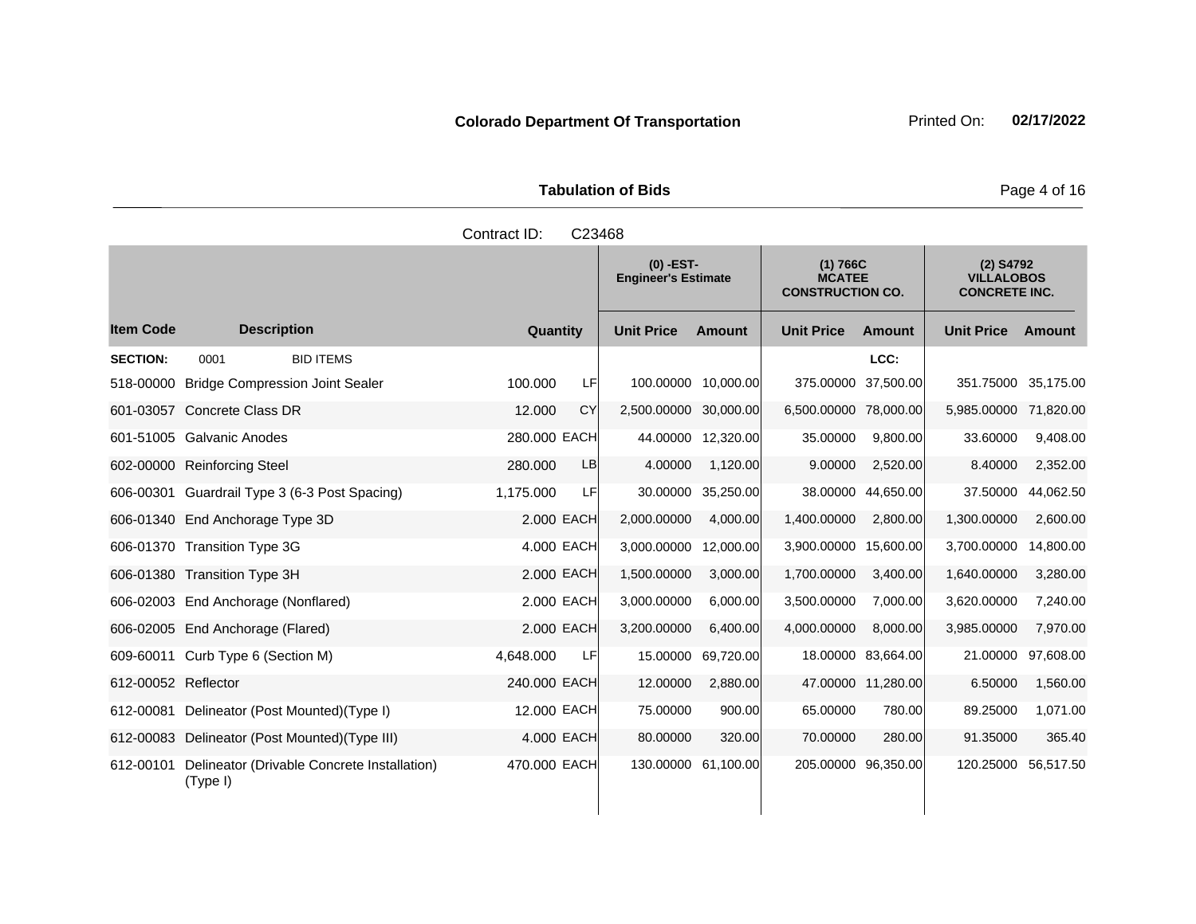**Colorado Department Of Transportation** Printed On: **02/17/2022**

**Tabulation of Bids**

Contract ID: C23468

| | | | | (0) -EST- Engineer's Estimate | | (1) 766C MCATEE CONSTRUCTION CO. | | (2) S4792 VILLALOBOS CONCRETE INC. | |
|---|---|---|---|---|---|---|---|---|---|
| **Item Code** | **Description** | **Quantity** | | **Unit Price** | **Amount** | **Unit Price** | **Amount** | **Unit Price** | **Amount** |
| **SECTION:** | 0001 BID ITEMS | | | | | | LCC: | | |
| 518-00000 | Bridge Compression Joint Sealer | 100.000 | LF | 100.00000 | 10,000.00 | 375.00000 | 37,500.00 | 351.75000 | 35,175.00 |
| 601-03057 | Concrete Class DR | 12.000 | CY | 2,500.00000 | 30,000.00 | 6,500.00000 | 78,000.00 | 5,985.00000 | 71,820.00 |
| 601-51005 | Galvanic Anodes | 280.000 | EACH | 44.00000 | 12,320.00 | 35.00000 | 9,800.00 | 33.60000 | 9,408.00 |
| 602-00000 | Reinforcing Steel | 280.000 | LB | 4.00000 | 1,120.00 | 9.00000 | 2,520.00 | 8.40000 | 2,352.00 |
| 606-00301 | Guardrail Type 3 (6-3 Post Spacing) | 1,175.000 | LF | 30.00000 | 35,250.00 | 38.00000 | 44,650.00 | 37.50000 | 44,062.50 |
| 606-01340 | End Anchorage Type 3D | 2.000 | EACH | 2,000.00000 | 4,000.00 | 1,400.00000 | 2,800.00 | 1,300.00000 | 2,600.00 |
| 606-01370 | Transition Type 3G | 4.000 | EACH | 3,000.00000 | 12,000.00 | 3,900.00000 | 15,600.00 | 3,700.00000 | 14,800.00 |
| 606-01380 | Transition Type 3H | 2.000 | EACH | 1,500.00000 | 3,000.00 | 1,700.00000 | 3,400.00 | 1,640.00000 | 3,280.00 |
| 606-02003 | End Anchorage (Nonflared) | 2.000 | EACH | 3,000.00000 | 6,000.00 | 3,500.00000 | 7,000.00 | 3,620.00000 | 7,240.00 |
| 606-02005 | End Anchorage (Flared) | 2.000 | EACH | 3,200.00000 | 6,400.00 | 4,000.00000 | 8,000.00 | 3,985.00000 | 7,970.00 |
| 609-60011 | Curb Type 6 (Section M) | 4,648.000 | LF | 15.00000 | 69,720.00 | 18.00000 | 83,664.00 | 21.00000 | 97,608.00 |
| 612-00052 | Reflector | 240.000 | EACH | 12.00000 | 2,880.00 | 47.00000 | 11,280.00 | 6.50000 | 1,560.00 |
| 612-00081 | Delineator (Post Mounted)(Type I) | 12.000 | EACH | 75.00000 | 900.00 | 65.00000 | 780.00 | 89.25000 | 1,071.00 |
| 612-00083 | Delineator (Post Mounted)(Type III) | 4.000 | EACH | 80.00000 | 320.00 | 70.00000 | 280.00 | 91.35000 | 365.40 |
| 612-00101 | Delineator (Drivable Concrete Installation) (Type I) | 470.000 | EACH | 130.00000 | 61,100.00 | 205.00000 | 96,350.00 | 120.25000 | 56,517.50 |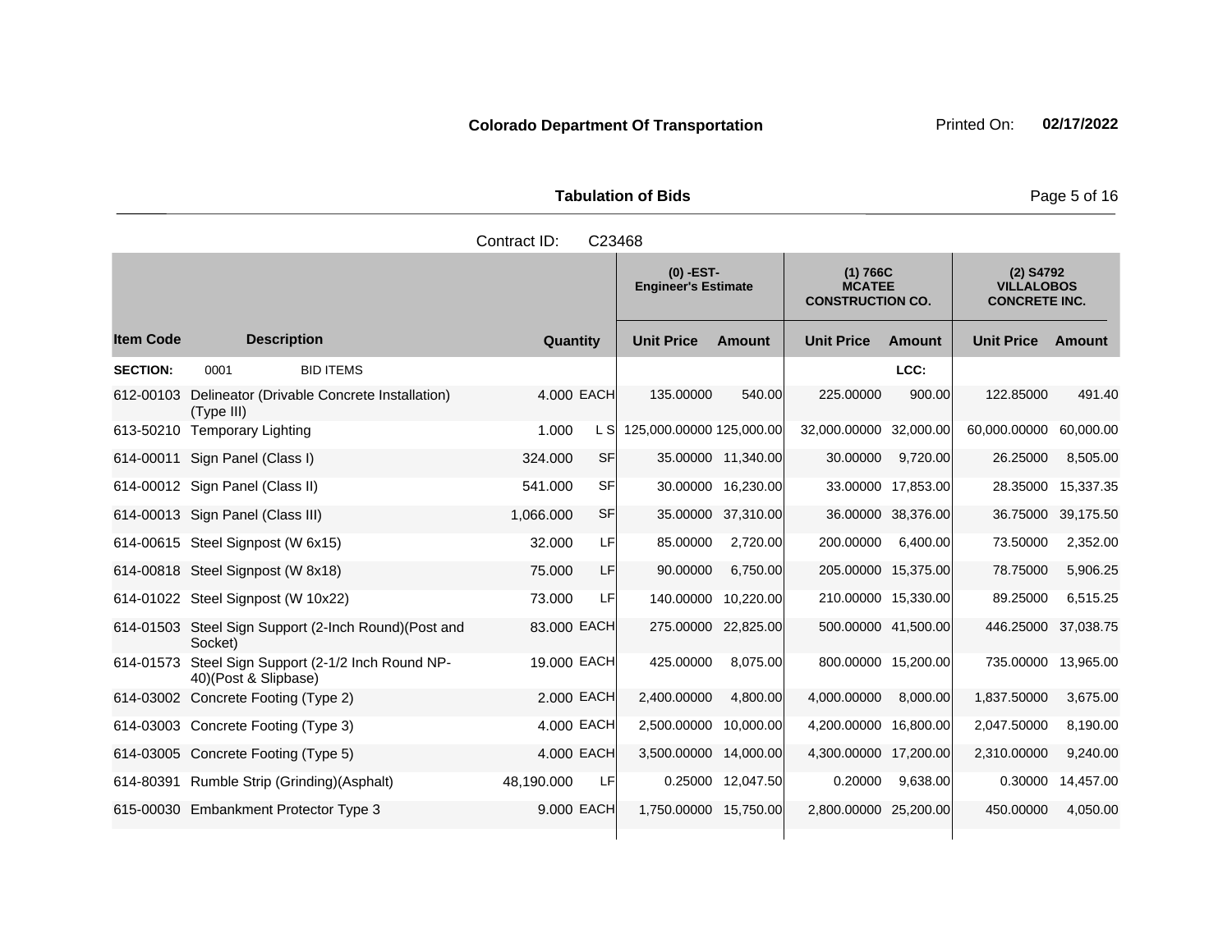**Colorado Department Of Transportation**

Printed On: **02/17/2022**

**Tabulation of Bids**

Contract ID: C23468

| Item Code | Description | Quantity | | (0) -EST- Engineer's Estimate | | (1) 766C MCATEE CONSTRUCTION CO. | | (2) S4792 VILLALOBOS CONCRETE INC. | |
|---|---|---|---|---|---|---|---|---|---|
| | | | | Unit Price | Amount | Unit Price | Amount | Unit Price | Amount |
| **SECTION:** | 0001 BID ITEMS | | | | | | LCC: | | |
| 612-00103 | Delineator (Drivable Concrete Installation) (Type III) | 4.000 | EACH | 135.00000 | 540.00 | 225.00000 | 900.00 | 122.85000 | 491.40 |
| 613-50210 | Temporary Lighting | 1.000 | L S | 125,000.00000 | 125,000.00 | 32,000.00000 | 32,000.00 | 60,000.00000 | 60,000.00 |
| 614-00011 | Sign Panel (Class I) | 324.000 | SF | 35.00000 | 11,340.00 | 30.00000 | 9,720.00 | 26.25000 | 8,505.00 |
| 614-00012 | Sign Panel (Class II) | 541.000 | SF | 30.00000 | 16,230.00 | 33.00000 | 17,853.00 | 28.35000 | 15,337.35 |
| 614-00013 | Sign Panel (Class III) | 1,066.000 | SF | 35.00000 | 37,310.00 | 36.00000 | 38,376.00 | 36.75000 | 39,175.50 |
| 614-00615 | Steel Signpost (W 6x15) | 32.000 | LF | 85.00000 | 2,720.00 | 200.00000 | 6,400.00 | 73.50000 | 2,352.00 |
| 614-00818 | Steel Signpost (W 8x18) | 75.000 | LF | 90.00000 | 6,750.00 | 205.00000 | 15,375.00 | 78.75000 | 5,906.25 |
| 614-01022 | Steel Signpost (W 10x22) | 73.000 | LF | 140.00000 | 10,220.00 | 210.00000 | 15,330.00 | 89.25000 | 6,515.25 |
| 614-01503 | Steel Sign Support (2-Inch Round)(Post and Socket) | 83.000 | EACH | 275.00000 | 22,825.00 | 500.00000 | 41,500.00 | 446.25000 | 37,038.75 |
| 614-01573 | Steel Sign Support (2-1/2 Inch Round NP-40)(Post & Slipbase) | 19.000 | EACH | 425.00000 | 8,075.00 | 800.00000 | 15,200.00 | 735.00000 | 13,965.00 |
| 614-03002 | Concrete Footing (Type 2) | 2.000 | EACH | 2,400.00000 | 4,800.00 | 4,000.00000 | 8,000.00 | 1,837.50000 | 3,675.00 |
| 614-03003 | Concrete Footing (Type 3) | 4.000 | EACH | 2,500.00000 | 10,000.00 | 4,200.00000 | 16,800.00 | 2,047.50000 | 8,190.00 |
| 614-03005 | Concrete Footing (Type 5) | 4.000 | EACH | 3,500.00000 | 14,000.00 | 4,300.00000 | 17,200.00 | 2,310.00000 | 9,240.00 |
| 614-80391 | Rumble Strip (Grinding)(Asphalt) | 48,190.000 | LF | 0.25000 | 12,047.50 | 0.20000 | 9,638.00 | 0.30000 | 14,457.00 |
| 615-00030 | Embankment Protector Type 3 | 9.000 | EACH | 1,750.00000 | 15,750.00 | 2,800.00000 | 25,200.00 | 450.00000 | 4,050.00 |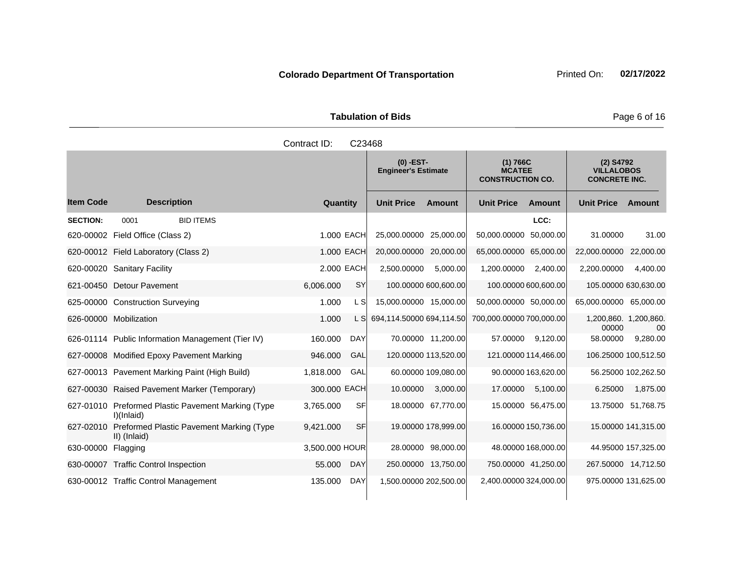**Colorado Department Of Transportation** Printed On: **02/17/2022**

**Tabulation of Bids**

Contract ID: C23468

| Item Code | Description | Quantity | | (0) -EST- Engineer's Estimate | | (1) 766C MCATEE CONSTRUCTION CO. | | (2) S4792 VILLALOBOS CONCRETE INC. | |
|---|---|---|---|---|---|---|---|---|---|
| | | | | Unit Price | Amount | Unit Price | Amount | Unit Price | Amount |
| **SECTION:** | 0001 BID ITEMS | | | | | | LCC: | | |
| 620-00002 | Field Office (Class 2) | 1.000 | EACH | 25,000.00000 | 25,000.00 | 50,000.00000 | 50,000.00 | 31.00000 | 31.00 |
| 620-00012 | Field Laboratory (Class 2) | 1.000 | EACH | 20,000.00000 | 20,000.00 | 65,000.00000 | 65,000.00 | 22,000.00000 | 22,000.00 |
| 620-00020 | Sanitary Facility | 2.000 | EACH | 2,500.00000 | 5,000.00 | 1,200.00000 | 2,400.00 | 2,200.00000 | 4,400.00 |
| 621-00450 | Detour Pavement | 6,006.000 | SY | 100.00000 | 600,600.00 | 100.00000 | 600,600.00 | 105.00000 | 630,630.00 |
| 625-00000 | Construction Surveying | 1.000 | L S | 15,000.00000 | 15,000.00 | 50,000.00000 | 50,000.00 | 65,000.00000 | 65,000.00 |
| 626-00000 | Mobilization | 1.000 | L S | 694,114.50000 | 694,114.50 | 700,000.00000 | 700,000.00 | 1,200,860.00000 | 1,200,860.00 |
| 626-01114 | Public Information Management (Tier IV) | 160.000 | DAY | 70.00000 | 11,200.00 | 57.00000 | 9,120.00 | 58.00000 | 9,280.00 |
| 627-00008 | Modified Epoxy Pavement Marking | 946.000 | GAL | 120.00000 | 113,520.00 | 121.00000 | 114,466.00 | 106.25000 | 100,512.50 |
| 627-00013 | Pavement Marking Paint (High Build) | 1,818.000 | GAL | 60.00000 | 109,080.00 | 90.00000 | 163,620.00 | 56.25000 | 102,262.50 |
| 627-00030 | Raised Pavement Marker (Temporary) | 300.000 | EACH | 10.00000 | 3,000.00 | 17.00000 | 5,100.00 | 6.25000 | 1,875.00 |
| 627-01010 | Preformed Plastic Pavement Marking (Type I)(Inlaid) | 3,765.000 | SF | 18.00000 | 67,770.00 | 15.00000 | 56,475.00 | 13.75000 | 51,768.75 |
| 627-02010 | Preformed Plastic Pavement Marking (Type II) (Inlaid) | 9,421.000 | SF | 19.00000 | 178,999.00 | 16.00000 | 150,736.00 | 15.00000 | 141,315.00 |
| 630-00000 | Flagging | 3,500.000 | HOUR | 28.00000 | 98,000.00 | 48.00000 | 168,000.00 | 44.95000 | 157,325.00 |
| 630-00007 | Traffic Control Inspection | 55.000 | DAY | 250.00000 | 13,750.00 | 750.00000 | 41,250.00 | 267.50000 | 14,712.50 |
| 630-00012 | Traffic Control Management | 135.000 | DAY | 1,500.00000 | 202,500.00 | 2,400.00000 | 324,000.00 | 975.00000 | 131,625.00 |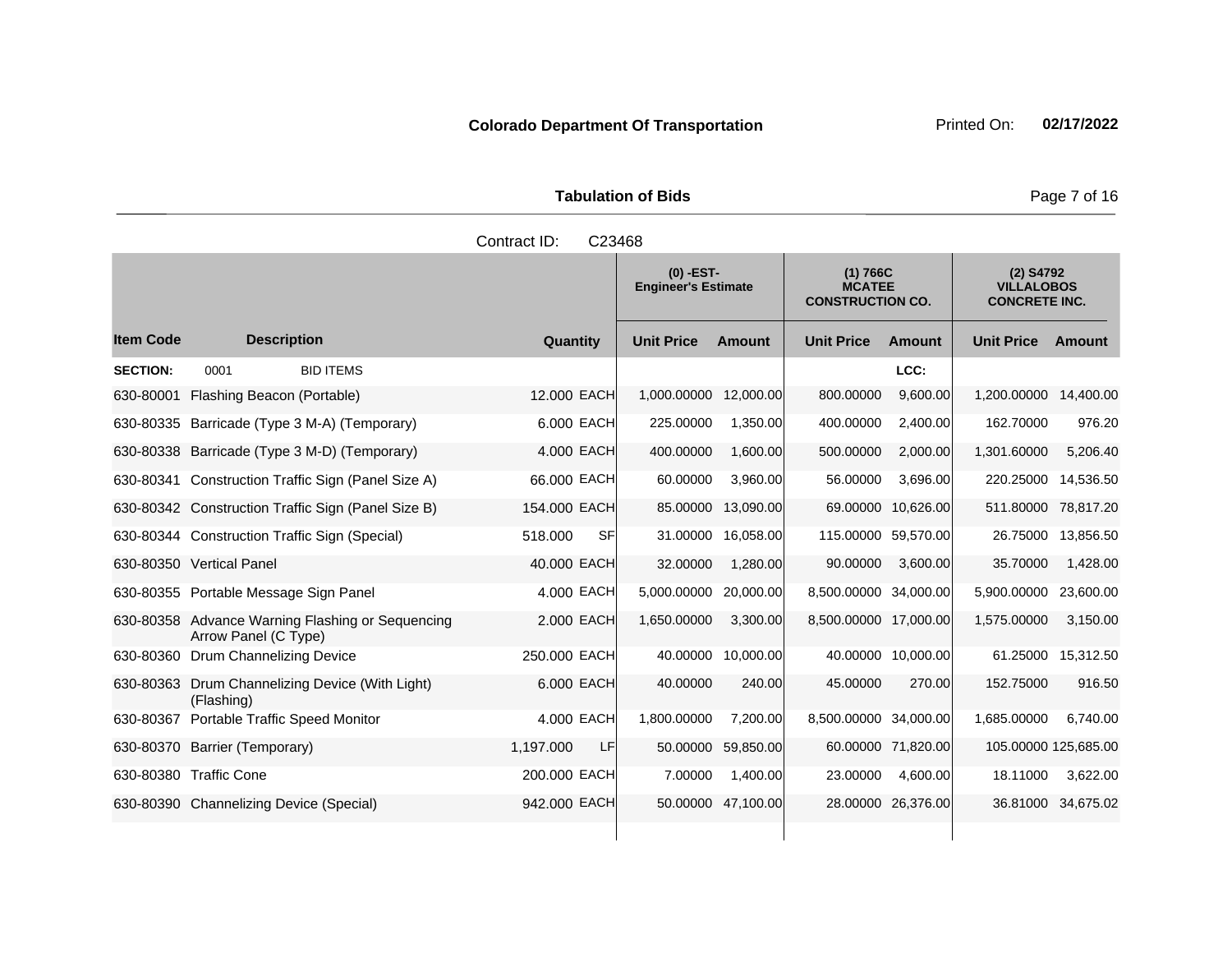**Colorado Department Of Transportation** Printed On: **02/17/2022**

**Tabulation of Bids**

Contract ID: C23468

| Item Code | Description | Quantity | | (0) -EST- Engineer's Estimate Unit Price | Amount | (1) 766C MCATEE CONSTRUCTION CO. Unit Price | Amount | (2) S4792 VILLALOBOS CONCRETE INC. Unit Price | Amount |
|---|---|---|---|---|---|---|---|---|---|
| **SECTION:** | 0001 BID ITEMS | | | | | | LCC: | | |
| 630-80001 | Flashing Beacon (Portable) | 12.000 | EACH | 1,000.00000 | 12,000.00 | 800.00000 | 9,600.00 | 1,200.00000 | 14,400.00 |
| 630-80335 | Barricade (Type 3 M-A) (Temporary) | 6.000 | EACH | 225.00000 | 1,350.00 | 400.00000 | 2,400.00 | 162.70000 | 976.20 |
| 630-80338 | Barricade (Type 3 M-D) (Temporary) | 4.000 | EACH | 400.00000 | 1,600.00 | 500.00000 | 2,000.00 | 1,301.60000 | 5,206.40 |
| 630-80341 | Construction Traffic Sign (Panel Size A) | 66.000 | EACH | 60.00000 | 3,960.00 | 56.00000 | 3,696.00 | 220.25000 | 14,536.50 |
| 630-80342 | Construction Traffic Sign (Panel Size B) | 154.000 | EACH | 85.00000 | 13,090.00 | 69.00000 | 10,626.00 | 511.80000 | 78,817.20 |
| 630-80344 | Construction Traffic Sign (Special) | 518.000 | SF | 31.00000 | 16,058.00 | 115.00000 | 59,570.00 | 26.75000 | 13,856.50 |
| 630-80350 | Vertical Panel | 40.000 | EACH | 32.00000 | 1,280.00 | 90.00000 | 3,600.00 | 35.70000 | 1,428.00 |
| 630-80355 | Portable Message Sign Panel | 4.000 | EACH | 5,000.00000 | 20,000.00 | 8,500.00000 | 34,000.00 | 5,900.00000 | 23,600.00 |
| 630-80358 | Advance Warning Flashing or Sequencing Arrow Panel (C Type) | 2.000 | EACH | 1,650.00000 | 3,300.00 | 8,500.00000 | 17,000.00 | 1,575.00000 | 3,150.00 |
| 630-80360 | Drum Channelizing Device | 250.000 | EACH | 40.00000 | 10,000.00 | 40.00000 | 10,000.00 | 61.25000 | 15,312.50 |
| 630-80363 | Drum Channelizing Device (With Light) (Flashing) | 6.000 | EACH | 40.00000 | 240.00 | 45.00000 | 270.00 | 152.75000 | 916.50 |
| 630-80367 | Portable Traffic Speed Monitor | 4.000 | EACH | 1,800.00000 | 7,200.00 | 8,500.00000 | 34,000.00 | 1,685.00000 | 6,740.00 |
| 630-80370 | Barrier (Temporary) | 1,197.000 | LF | 50.00000 | 59,850.00 | 60.00000 | 71,820.00 | 105.00000 | 125,685.00 |
| 630-80380 | Traffic Cone | 200.000 | EACH | 7.00000 | 1,400.00 | 23.00000 | 4,600.00 | 18.11000 | 3,622.00 |
| 630-80390 | Channelizing Device (Special) | 942.000 | EACH | 50.00000 | 47,100.00 | 28.00000 | 26,376.00 | 36.81000 | 34,675.02 |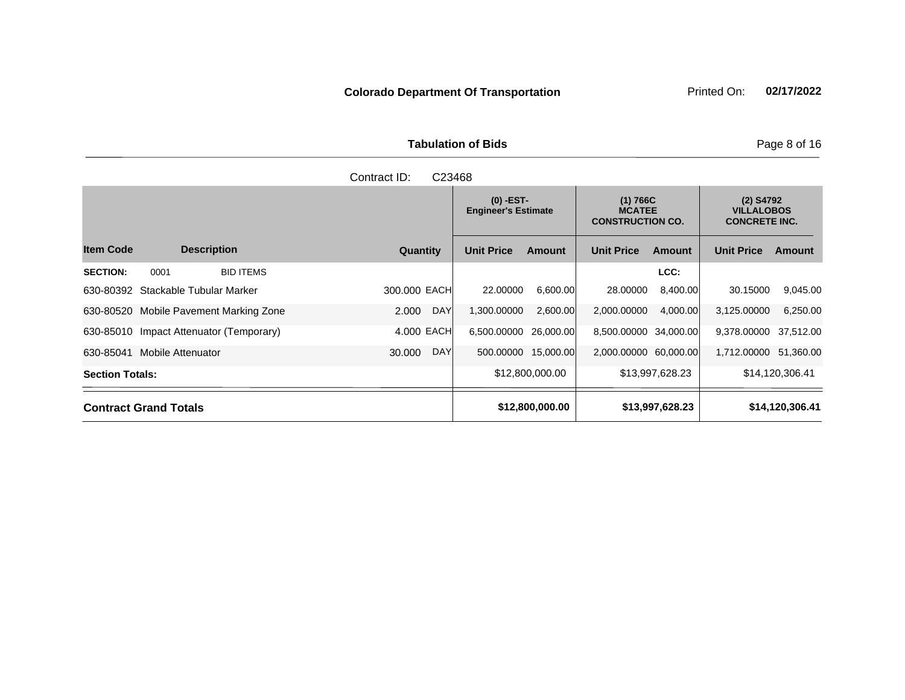**Colorado Department Of Transportation** Printed On: **02/17/2022**

**Tabulation of Bids**

Contract ID: C23468

| Item Code | Description | Quantity | | (0) -EST- Engineer's Estimate | | (1) 766C MCATEE CONSTRUCTION CO. | | (2) S4792 VILLALOBOS CONCRETE INC. | |
|---|---|---|---|---|---|---|---|---|---|
| | | | | Unit Price | Amount | Unit Price | Amount | Unit Price | Amount |
| **SECTION:** 0001 | BID ITEMS | | | | | | LCC: | | |
| 630-80392 | Stackable Tubular Marker | 300.000 | EACH | 22.00000 | 6,600.00 | 28.00000 | 8,400.00 | 30.15000 | 9,045.00 |
| 630-80520 | Mobile Pavement Marking Zone | 2.000 | DAY | 1,300.00000 | 2,600.00 | 2,000.00000 | 4,000.00 | 3,125.00000 | 6,250.00 |
| 630-85010 | Impact Attenuator (Temporary) | 4.000 | EACH | 6,500.00000 | 26,000.00 | 8,500.00000 | 34,000.00 | 9,378.00000 | 37,512.00 |
| 630-85041 | Mobile Attenuator | 30.000 | DAY | 500.00000 | 15,000.00 | 2,000.00000 | 60,000.00 | 1,712.00000 | 51,360.00 |
| **Section Totals:** | | | | | $12,800,000.00 | | $13,997,628.23 | | $14,120,306.41 |
| **Contract Grand Totals** | | | | | **$12,800,000.00** | | **$13,997,628.23** | | **$14,120,306.41** |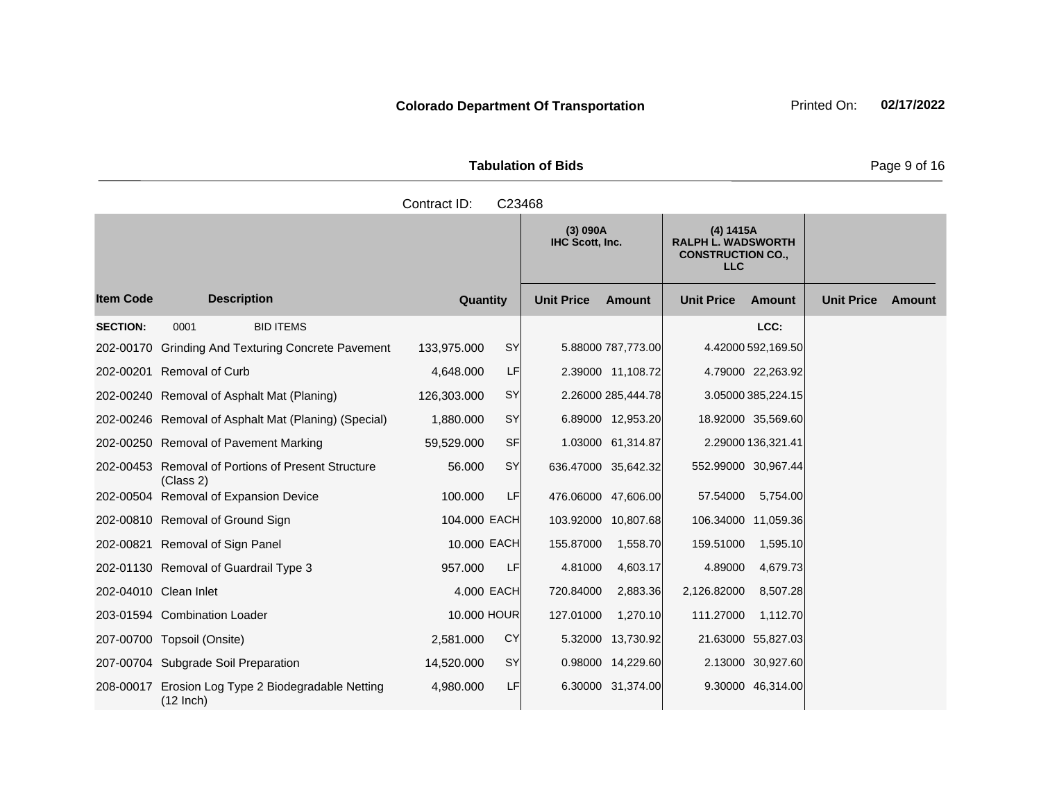**Colorado Department Of Transportation** Printed On: **02/17/2022**

**Tabulation of Bids**

Contract ID: C23468

| Item Code | Description | Quantity | | (3) 090A IHC Scott, Inc. | | (4) 1415A RALPH L. WADSWORTH CONSTRUCTION CO., LLC | | | |
|---|---|---|---|---|---|---|---|---|---|
| | | | | Unit Price | Amount | Unit Price | Amount | Unit Price | Amount |
| **SECTION:** | 0001 BID ITEMS | | | | | | LCC: | | |
| 202-00170 | Grinding And Texturing Concrete Pavement | 133,975.000 | SY | 5.88000 | 787,773.00 | 4.42000 | 592,169.50 | | |
| 202-00201 | Removal of Curb | 4,648.000 | LF | 2.39000 | 11,108.72 | 4.79000 | 22,263.92 | | |
| 202-00240 | Removal of Asphalt Mat (Planing) | 126,303.000 | SY | 2.26000 | 285,444.78 | 3.05000 | 385,224.15 | | |
| 202-00246 | Removal of Asphalt Mat (Planing) (Special) | 1,880.000 | SY | 6.89000 | 12,953.20 | 18.92000 | 35,569.60 | | |
| 202-00250 | Removal of Pavement Marking | 59,529.000 | SF | 1.03000 | 61,314.87 | 2.29000 | 136,321.41 | | |
| 202-00453 | Removal of Portions of Present Structure (Class 2) | 56.000 | SY | 636.47000 | 35,642.32 | 552.99000 | 30,967.44 | | |
| 202-00504 | Removal of Expansion Device | 100.000 | LF | 476.06000 | 47,606.00 | 57.54000 | 5,754.00 | | |
| 202-00810 | Removal of Ground Sign | 104.000 | EACH | 103.92000 | 10,807.68 | 106.34000 | 11,059.36 | | |
| 202-00821 | Removal of Sign Panel | 10.000 | EACH | 155.87000 | 1,558.70 | 159.51000 | 1,595.10 | | |
| 202-01130 | Removal of Guardrail Type 3 | 957.000 | LF | 4.81000 | 4,603.17 | 4.89000 | 4,679.73 | | |
| 202-04010 | Clean Inlet | 4.000 | EACH | 720.84000 | 2,883.36 | 2,126.82000 | 8,507.28 | | |
| 203-01594 | Combination Loader | 10.000 | HOUR | 127.01000 | 1,270.10 | 111.27000 | 1,112.70 | | |
| 207-00700 | Topsoil (Onsite) | 2,581.000 | CY | 5.32000 | 13,730.92 | 21.63000 | 55,827.03 | | |
| 207-00704 | Subgrade Soil Preparation | 14,520.000 | SY | 0.98000 | 14,229.60 | 2.13000 | 30,927.60 | | |
| 208-00017 | Erosion Log Type 2 Biodegradable Netting (12 Inch) | 4,980.000 | LF | 6.30000 | 31,374.00 | 9.30000 | 46,314.00 | | |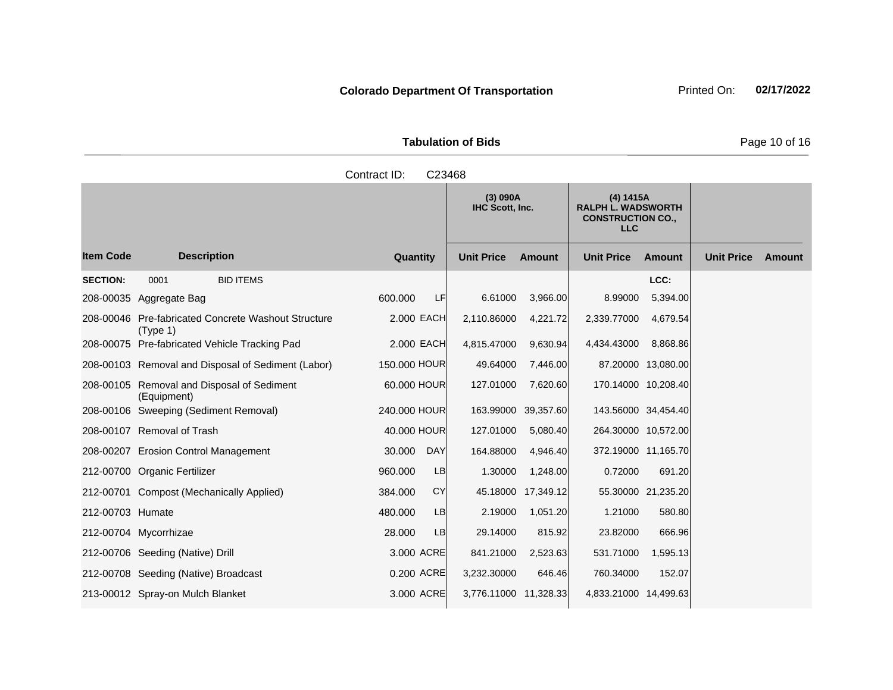**Colorado Department Of Transportation**

Printed On: **02/17/2022**

**Tabulation of Bids**

Contract ID: C23468

| | | | | (3) 090A IHC Scott, Inc. | | (4) 1415A RALPH L. WADSWORTH CONSTRUCTION CO., LLC | | | |
|---|---|---|---|---|---|---|---|---|---|
| **Item Code** | **Description** | **Quantity** | | **Unit Price** | **Amount** | **Unit Price** | **Amount** | **Unit Price** | **Amount** |
| **SECTION:** | 0001 BID ITEMS | | | | | | LCC: | | |
| 208-00035 | Aggregate Bag | 600.000 | LF | 6.61000 | 3,966.00 | 8.99000 | 5,394.00 | | |
| 208-00046 | Pre-fabricated Concrete Washout Structure (Type 1) | 2.000 | EACH | 2,110.86000 | 4,221.72 | 2,339.77000 | 4,679.54 | | |
| 208-00075 | Pre-fabricated Vehicle Tracking Pad | 2.000 | EACH | 4,815.47000 | 9,630.94 | 4,434.43000 | 8,868.86 | | |
| 208-00103 | Removal and Disposal of Sediment (Labor) | 150.000 | HOUR | 49.64000 | 7,446.00 | 87.20000 | 13,080.00 | | |
| 208-00105 | Removal and Disposal of Sediment (Equipment) | 60.000 | HOUR | 127.01000 | 7,620.60 | 170.14000 | 10,208.40 | | |
| 208-00106 | Sweeping (Sediment Removal) | 240.000 | HOUR | 163.99000 | 39,357.60 | 143.56000 | 34,454.40 | | |
| 208-00107 | Removal of Trash | 40.000 | HOUR | 127.01000 | 5,080.40 | 264.30000 | 10,572.00 | | |
| 208-00207 | Erosion Control Management | 30.000 | DAY | 164.88000 | 4,946.40 | 372.19000 | 11,165.70 | | |
| 212-00700 | Organic Fertilizer | 960.000 | LB | 1.30000 | 1,248.00 | 0.72000 | 691.20 | | |
| 212-00701 | Compost (Mechanically Applied) | 384.000 | CY | 45.18000 | 17,349.12 | 55.30000 | 21,235.20 | | |
| 212-00703 | Humate | 480.000 | LB | 2.19000 | 1,051.20 | 1.21000 | 580.80 | | |
| 212-00704 | Mycorrhizae | 28.000 | LB | 29.14000 | 815.92 | 23.82000 | 666.96 | | |
| 212-00706 | Seeding (Native) Drill | 3.000 | ACRE | 841.21000 | 2,523.63 | 531.71000 | 1,595.13 | | |
| 212-00708 | Seeding (Native) Broadcast | 0.200 | ACRE | 3,232.30000 | 646.46 | 760.34000 | 152.07 | | |
| 213-00012 | Spray-on Mulch Blanket | 3.000 | ACRE | 3,776.11000 | 11,328.33 | 4,833.21000 | 14,499.63 | | |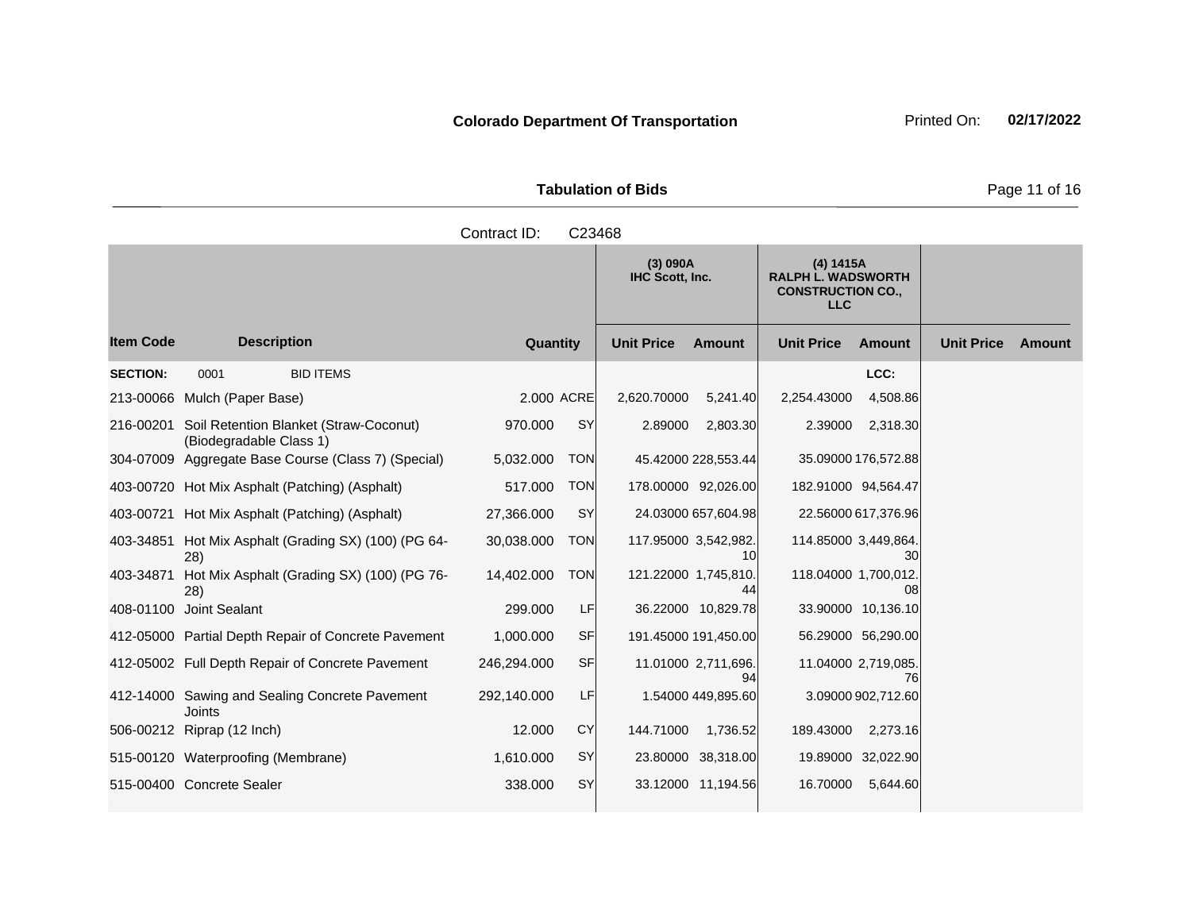**Colorado Department Of Transportation** Printed On: **02/17/2022**

**Tabulation of Bids**

Contract ID: C23468

| Item Code | Description | Quantity | | (3) 090A IHC Scott, Inc. | | (4) 1415A RALPH L. WADSWORTH CONSTRUCTION CO., LLC | | | |
|---|---|---|---|---|---|---|---|---|---|
| | | | | Unit Price | Amount | Unit Price | Amount | Unit Price | Amount |
| **SECTION:** | 0001 BID ITEMS | | | | | | LCC: | | |
| 213-00066 | Mulch (Paper Base) | 2.000 | ACRE | 2,620.70000 | 5,241.40 | 2,254.43000 | 4,508.86 | | |
| 216-00201 | Soil Retention Blanket (Straw-Coconut) (Biodegradable Class 1) | 970.000 | SY | 2.89000 | 2,803.30 | 2.39000 | 2,318.30 | | |
| 304-07009 | Aggregate Base Course (Class 7) (Special) | 5,032.000 | TON | 45.42000 | 228,553.44 | 35.09000 | 176,572.88 | | |
| 403-00720 | Hot Mix Asphalt (Patching) (Asphalt) | 517.000 | TON | 178.00000 | 92,026.00 | 182.91000 | 94,564.47 | | |
| 403-00721 | Hot Mix Asphalt (Patching) (Asphalt) | 27,366.000 | SY | 24.03000 | 657,604.98 | 22.56000 | 617,376.96 | | |
| 403-34851 | Hot Mix Asphalt (Grading SX) (100) (PG 64-28) | 30,038.000 | TON | 117.95000 | 3,542,982.10 | 114.85000 | 3,449,864.30 | | |
| 403-34871 | Hot Mix Asphalt (Grading SX) (100) (PG 76-28) | 14,402.000 | TON | 121.22000 | 1,745,810.44 | 118.04000 | 1,700,012.08 | | |
| 408-01100 | Joint Sealant | 299.000 | LF | 36.22000 | 10,829.78 | 33.90000 | 10,136.10 | | |
| 412-05000 | Partial Depth Repair of Concrete Pavement | 1,000.000 | SF | 191.45000 | 191,450.00 | 56.29000 | 56,290.00 | | |
| 412-05002 | Full Depth Repair of Concrete Pavement | 246,294.000 | SF | 11.01000 | 2,711,696.94 | 11.04000 | 2,719,085.76 | | |
| 412-14000 | Sawing and Sealing Concrete Pavement Joints | 292,140.000 | LF | 1.54000 | 449,895.60 | 3.09000 | 902,712.60 | | |
| 506-00212 | Riprap (12 Inch) | 12.000 | CY | 144.71000 | 1,736.52 | 189.43000 | 2,273.16 | | |
| 515-00120 | Waterproofing (Membrane) | 1,610.000 | SY | 23.80000 | 38,318.00 | 19.89000 | 32,022.90 | | |
| 515-00400 | Concrete Sealer | 338.000 | SY | 33.12000 | 11,194.56 | 16.70000 | 5,644.60 | | |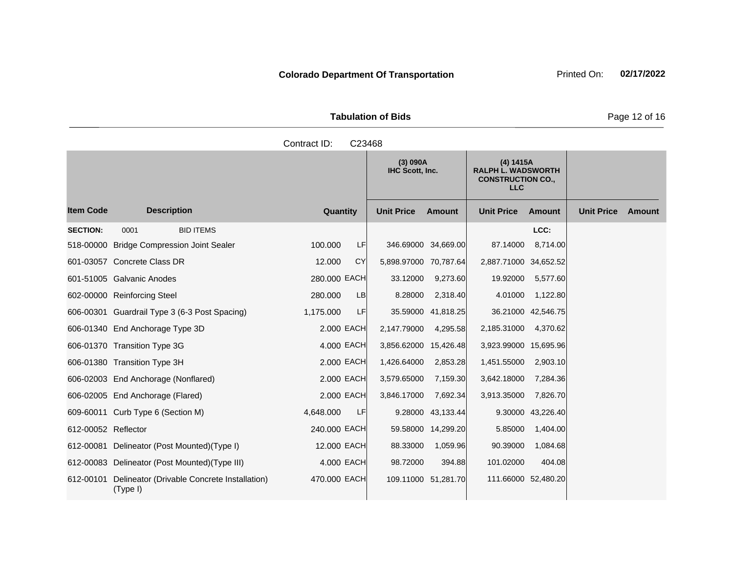**Colorado Department Of Transportation** Printed On: **02/17/2022**

**Tabulation of Bids**

Contract ID: C23468

| Item Code | Description | Quantity | | (3) 090A IHC Scott, Inc. | | (4) 1415A RALPH L. WADSWORTH CONSTRUCTION CO., LLC | | | |
|---|---|---|---|---|---|---|---|---|---|
| | | | | Unit Price | Amount | Unit Price | Amount | Unit Price | Amount |
| **SECTION:** | 0001 BID ITEMS | | | | | | LCC: | | |
| 518-00000 | Bridge Compression Joint Sealer | 100.000 | LF | 346.69000 | 34,669.00 | 87.14000 | 8,714.00 | | |
| 601-03057 | Concrete Class DR | 12.000 | CY | 5,898.97000 | 70,787.64 | 2,887.71000 | 34,652.52 | | |
| 601-51005 | Galvanic Anodes | 280.000 | EACH | 33.12000 | 9,273.60 | 19.92000 | 5,577.60 | | |
| 602-00000 | Reinforcing Steel | 280.000 | LB | 8.28000 | 2,318.40 | 4.01000 | 1,122.80 | | |
| 606-00301 | Guardrail Type 3 (6-3 Post Spacing) | 1,175.000 | LF | 35.59000 | 41,818.25 | 36.21000 | 42,546.75 | | |
| 606-01340 | End Anchorage Type 3D | 2.000 | EACH | 2,147.79000 | 4,295.58 | 2,185.31000 | 4,370.62 | | |
| 606-01370 | Transition Type 3G | 4.000 | EACH | 3,856.62000 | 15,426.48 | 3,923.99000 | 15,695.96 | | |
| 606-01380 | Transition Type 3H | 2.000 | EACH | 1,426.64000 | 2,853.28 | 1,451.55000 | 2,903.10 | | |
| 606-02003 | End Anchorage (Nonflared) | 2.000 | EACH | 3,579.65000 | 7,159.30 | 3,642.18000 | 7,284.36 | | |
| 606-02005 | End Anchorage (Flared) | 2.000 | EACH | 3,846.17000 | 7,692.34 | 3,913.35000 | 7,826.70 | | |
| 609-60011 | Curb Type 6 (Section M) | 4,648.000 | LF | 9.28000 | 43,133.44 | 9.30000 | 43,226.40 | | |
| 612-00052 | Reflector | 240.000 | EACH | 59.58000 | 14,299.20 | 5.85000 | 1,404.00 | | |
| 612-00081 | Delineator (Post Mounted)(Type I) | 12.000 | EACH | 88.33000 | 1,059.96 | 90.39000 | 1,084.68 | | |
| 612-00083 | Delineator (Post Mounted)(Type III) | 4.000 | EACH | 98.72000 | 394.88 | 101.02000 | 404.08 | | |
| 612-00101 | Delineator (Drivable Concrete Installation) (Type I) | 470.000 | EACH | 109.11000 | 51,281.70 | 111.66000 | 52,480.20 | | |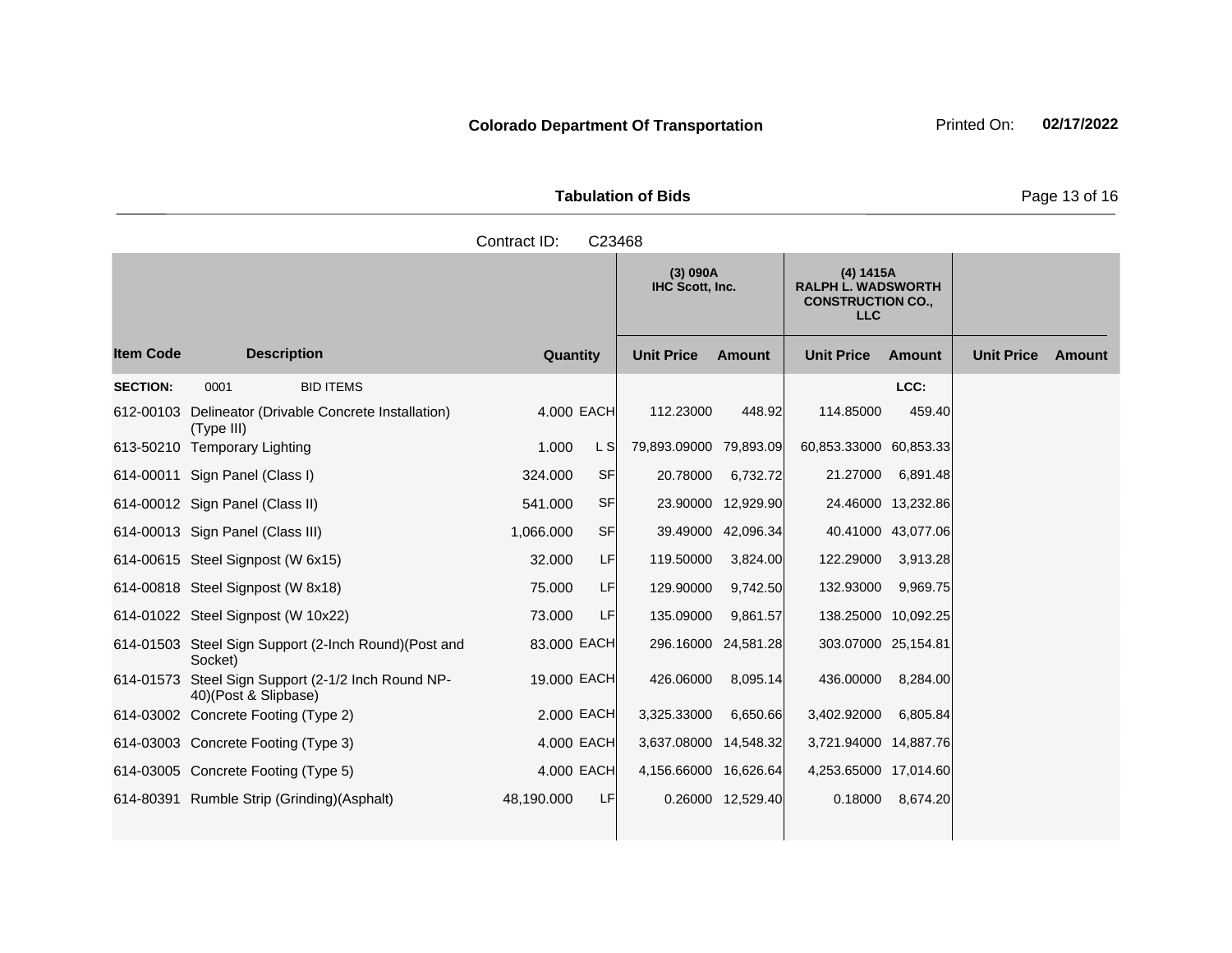**Colorado Department Of Transportation** Printed On: **02/17/2022**

**Tabulation of Bids**

Contract ID: C23468

| Item Code | Description | Quantity | | (3) 090A IHC Scott, Inc. | | (4) 1415A RALPH L. WADSWORTH CONSTRUCTION CO., LLC | | | |
|---|---|---|---|---|---|---|---|---|---|
| | | | | Unit Price | Amount | Unit Price | Amount | Unit Price | Amount |
| **SECTION:** | 0001 BID ITEMS | | | | | | LCC: | | |
| 612-00103 | Delineator (Drivable Concrete Installation) (Type III) | 4.000 | EACH | 112.23000 | 448.92 | 114.85000 | 459.40 | | |
| 613-50210 | Temporary Lighting | 1.000 | L S | 79,893.09000 | 79,893.09 | 60,853.33000 | 60,853.33 | | |
| 614-00011 | Sign Panel (Class I) | 324.000 | SF | 20.78000 | 6,732.72 | 21.27000 | 6,891.48 | | |
| 614-00012 | Sign Panel (Class II) | 541.000 | SF | 23.90000 | 12,929.90 | 24.46000 | 13,232.86 | | |
| 614-00013 | Sign Panel (Class III) | 1,066.000 | SF | 39.49000 | 42,096.34 | 40.41000 | 43,077.06 | | |
| 614-00615 | Steel Signpost (W 6x15) | 32.000 | LF | 119.50000 | 3,824.00 | 122.29000 | 3,913.28 | | |
| 614-00818 | Steel Signpost (W 8x18) | 75.000 | LF | 129.90000 | 9,742.50 | 132.93000 | 9,969.75 | | |
| 614-01022 | Steel Signpost (W 10x22) | 73.000 | LF | 135.09000 | 9,861.57 | 138.25000 | 10,092.25 | | |
| 614-01503 | Steel Sign Support (2-Inch Round)(Post and Socket) | 83.000 | EACH | 296.16000 | 24,581.28 | 303.07000 | 25,154.81 | | |
| 614-01573 | Steel Sign Support (2-1/2 Inch Round NP-40)(Post & Slipbase) | 19.000 | EACH | 426.06000 | 8,095.14 | 436.00000 | 8,284.00 | | |
| 614-03002 | Concrete Footing (Type 2) | 2.000 | EACH | 3,325.33000 | 6,650.66 | 3,402.92000 | 6,805.84 | | |
| 614-03003 | Concrete Footing (Type 3) | 4.000 | EACH | 3,637.08000 | 14,548.32 | 3,721.94000 | 14,887.76 | | |
| 614-03005 | Concrete Footing (Type 5) | 4.000 | EACH | 4,156.66000 | 16,626.64 | 4,253.65000 | 17,014.60 | | |
| 614-80391 | Rumble Strip (Grinding)(Asphalt) | 48,190.000 | LF | 0.26000 | 12,529.40 | 0.18000 | 8,674.20 | | |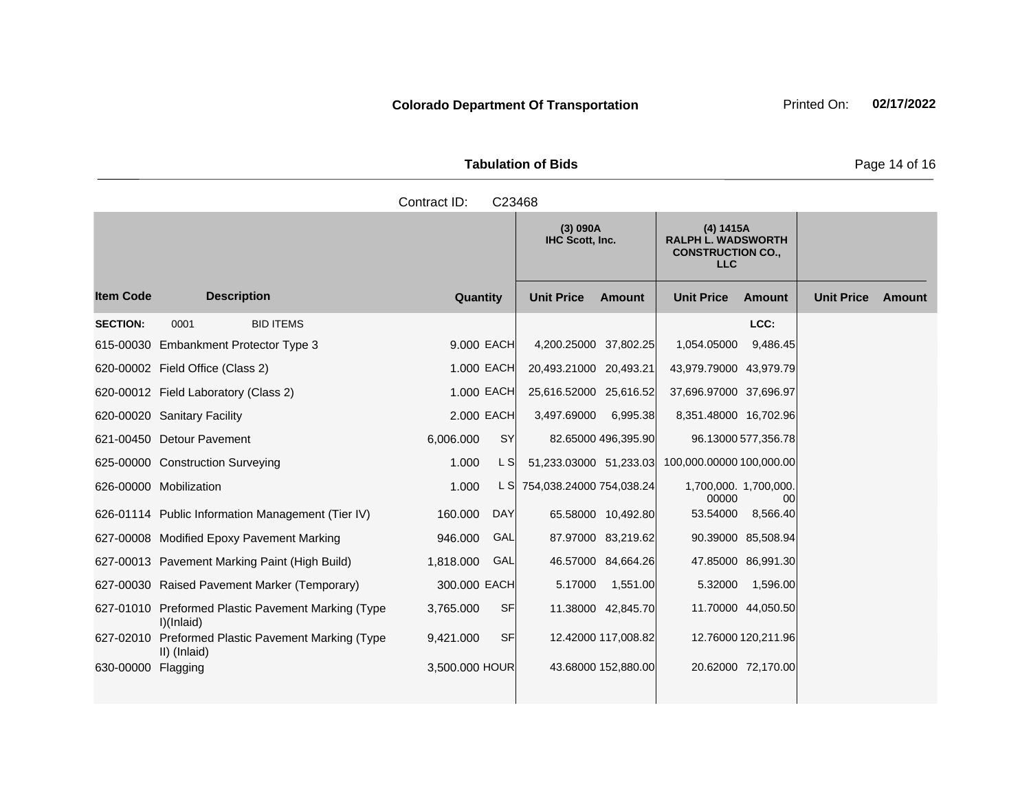**Colorado Department Of Transportation** Printed On: **02/17/2022**

**Tabulation of Bids**

Contract ID: C23468

| | | | | (3) 090A IHC Scott, Inc. | | (4) 1415A RALPH L. WADSWORTH CONSTRUCTION CO., LLC | | | |
|---|---|---|---|---|---|---|---|---|---|
| **Item Code** | **Description** | **Quantity** | | **Unit Price** | **Amount** | **Unit Price** | **Amount** | **Unit Price** | **Amount** |
| **SECTION:** | 0001 BID ITEMS | | | | | | LCC: | | |
| 615-00030 | Embankment Protector Type 3 | 9.000 | EACH | 4,200.25000 | 37,802.25 | 1,054.05000 | 9,486.45 | | |
| 620-00002 | Field Office (Class 2) | 1.000 | EACH | 20,493.21000 | 20,493.21 | 43,979.79000 | 43,979.79 | | |
| 620-00012 | Field Laboratory (Class 2) | 1.000 | EACH | 25,616.52000 | 25,616.52 | 37,696.97000 | 37,696.97 | | |
| 620-00020 | Sanitary Facility | 2.000 | EACH | 3,497.69000 | 6,995.38 | 8,351.48000 | 16,702.96 | | |
| 621-00450 | Detour Pavement | 6,006.000 | SY | 82.65000 | 496,395.90 | 96.13000 | 577,356.78 | | |
| 625-00000 | Construction Surveying | 1.000 | L S | 51,233.03000 | 51,233.03 | 100,000.00000 | 100,000.00 | | |
| 626-00000 | Mobilization | 1.000 | L S | 754,038.24000 | 754,038.24 | 1,700,000.00000 | 1,700,000.00 | | |
| 626-01114 | Public Information Management (Tier IV) | 160.000 | DAY | 65.58000 | 10,492.80 | 53.54000 | 8,566.40 | | |
| 627-00008 | Modified Epoxy Pavement Marking | 946.000 | GAL | 87.97000 | 83,219.62 | 90.39000 | 85,508.94 | | |
| 627-00013 | Pavement Marking Paint (High Build) | 1,818.000 | GAL | 46.57000 | 84,664.26 | 47.85000 | 86,991.30 | | |
| 627-00030 | Raised Pavement Marker (Temporary) | 300.000 | EACH | 5.17000 | 1,551.00 | 5.32000 | 1,596.00 | | |
| 627-01010 | Preformed Plastic Pavement Marking (Type I)(Inlaid) | 3,765.000 | SF | 11.38000 | 42,845.70 | 11.70000 | 44,050.50 | | |
| 627-02010 | Preformed Plastic Pavement Marking (Type II) (Inlaid) | 9,421.000 | SF | 12.42000 | 117,008.82 | 12.76000 | 120,211.96 | | |
| 630-00000 | Flagging | 3,500.000 | HOUR | 43.68000 | 152,880.00 | 20.62000 | 72,170.00 | | |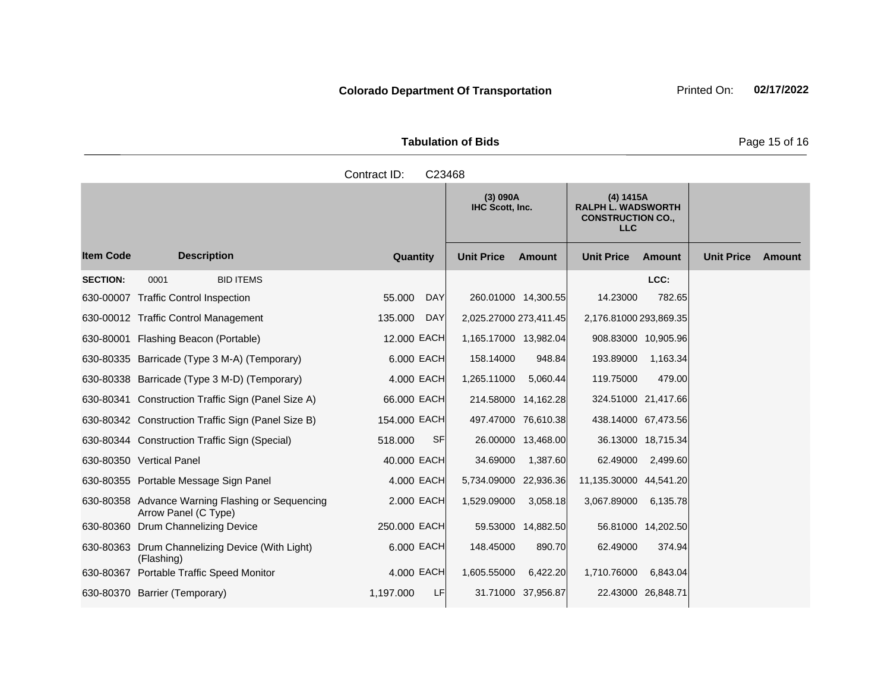**Colorado Department Of Transportation** Printed On: **02/17/2022**

**Tabulation of Bids**

Contract ID: C23468

| Item Code | Description | Quantity | | (3) 090A IHC Scott, Inc. Unit Price | Amount | (4) 1415A RALPH L. WADSWORTH CONSTRUCTION CO., LLC Unit Price | Amount | Unit Price | Amount |
|---|---|---|---|---|---|---|---|---|---|
| **SECTION:** | 0001 BID ITEMS | | | | | | LCC: | | |
| 630-00007 | Traffic Control Inspection | 55.000 | DAY | 260.01000 | 14,300.55 | 14.23000 | 782.65 | | |
| 630-00012 | Traffic Control Management | 135.000 | DAY | 2,025.27000 | 273,411.45 | 2,176.81000 | 293,869.35 | | |
| 630-80001 | Flashing Beacon (Portable) | 12.000 | EACH | 1,165.17000 | 13,982.04 | 908.83000 | 10,905.96 | | |
| 630-80335 | Barricade (Type 3 M-A) (Temporary) | 6.000 | EACH | 158.14000 | 948.84 | 193.89000 | 1,163.34 | | |
| 630-80338 | Barricade (Type 3 M-D) (Temporary) | 4.000 | EACH | 1,265.11000 | 5,060.44 | 119.75000 | 479.00 | | |
| 630-80341 | Construction Traffic Sign (Panel Size A) | 66.000 | EACH | 214.58000 | 14,162.28 | 324.51000 | 21,417.66 | | |
| 630-80342 | Construction Traffic Sign (Panel Size B) | 154.000 | EACH | 497.47000 | 76,610.38 | 438.14000 | 67,473.56 | | |
| 630-80344 | Construction Traffic Sign (Special) | 518.000 | SF | 26.00000 | 13,468.00 | 36.13000 | 18,715.34 | | |
| 630-80350 | Vertical Panel | 40.000 | EACH | 34.69000 | 1,387.60 | 62.49000 | 2,499.60 | | |
| 630-80355 | Portable Message Sign Panel | 4.000 | EACH | 5,734.09000 | 22,936.36 | 11,135.30000 | 44,541.20 | | |
| 630-80358 | Advance Warning Flashing or Sequencing Arrow Panel (C Type) | 2.000 | EACH | 1,529.09000 | 3,058.18 | 3,067.89000 | 6,135.78 | | |
| 630-80360 | Drum Channelizing Device | 250.000 | EACH | 59.53000 | 14,882.50 | 56.81000 | 14,202.50 | | |
| 630-80363 | Drum Channelizing Device (With Light) (Flashing) | 6.000 | EACH | 148.45000 | 890.70 | 62.49000 | 374.94 | | |
| 630-80367 | Portable Traffic Speed Monitor | 4.000 | EACH | 1,605.55000 | 6,422.20 | 1,710.76000 | 6,843.04 | | |
| 630-80370 | Barrier (Temporary) | 1,197.000 | LF | 31.71000 | 37,956.87 | 22.43000 | 26,848.71 | | |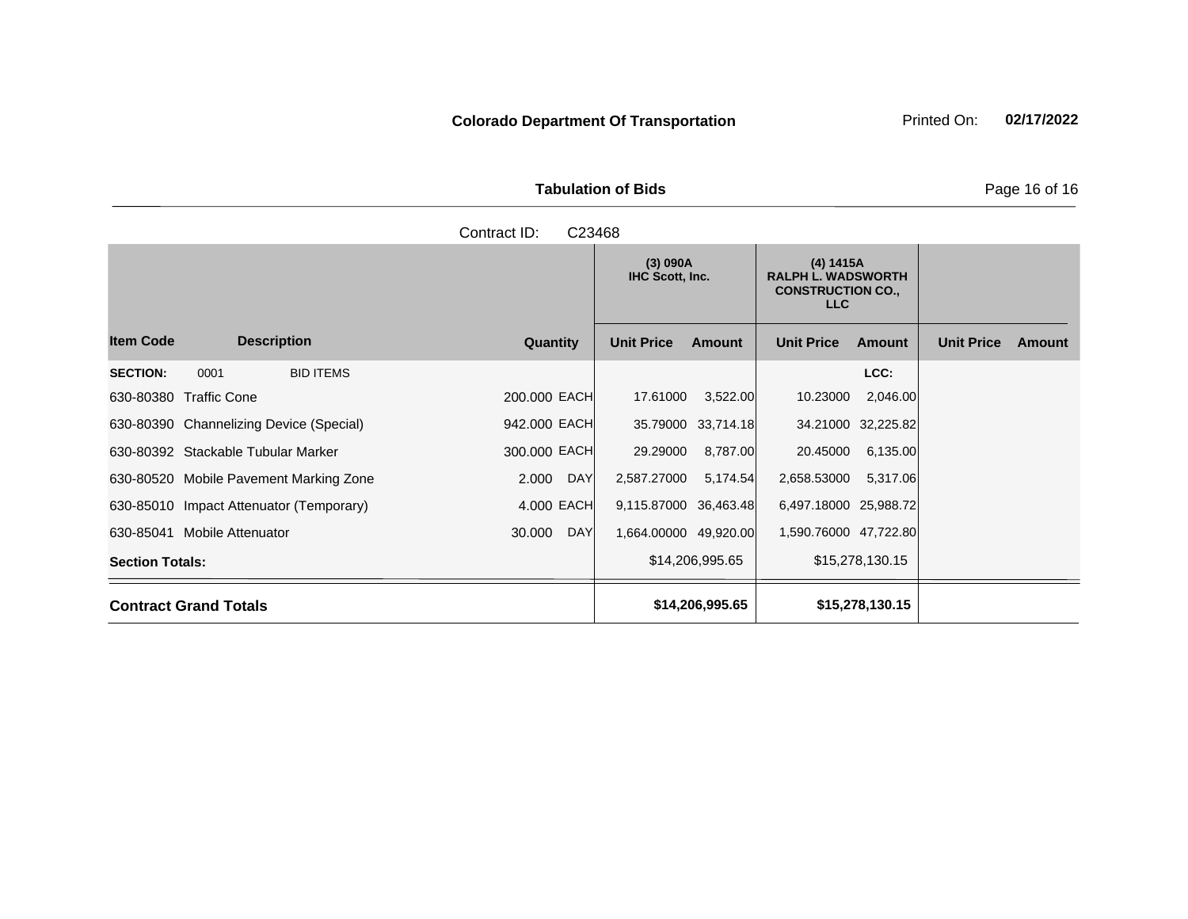**Colorado Department Of Transportation**

Printed On: **02/17/2022**

## Tabulation of Bids

Contract ID: C23468

| Item Code | Description | Quantity | | (3) 090A IHC Scott, Inc. Unit Price | Amount | (4) 1415A RALPH L. WADSWORTH CONSTRUCTION CO., LLC Unit Price | Amount | Unit Price | Amount |
|---|---|---|---|---|---|---|---|---|---|
| **SECTION:** | 0001 BID ITEMS | | | | | | LCC: | | |
| 630-80380 | Traffic Cone | 200.000 | EACH | 17.61000 | 3,522.00 | 10.23000 | 2,046.00 | | |
| 630-80390 | Channelizing Device (Special) | 942.000 | EACH | 35.79000 | 33,714.18 | 34.21000 | 32,225.82 | | |
| 630-80392 | Stackable Tubular Marker | 300.000 | EACH | 29.29000 | 8,787.00 | 20.45000 | 6,135.00 | | |
| 630-80520 | Mobile Pavement Marking Zone | 2.000 | DAY | 2,587.27000 | 5,174.54 | 2,658.53000 | 5,317.06 | | |
| 630-85010 | Impact Attenuator (Temporary) | 4.000 | EACH | 9,115.87000 | 36,463.48 | 6,497.18000 | 25,988.72 | | |
| 630-85041 | Mobile Attenuator | 30.000 | DAY | 1,664.00000 | 49,920.00 | 1,590.76000 | 47,722.80 | | |
| **Section Totals:** | | | | | $14,206,995.65 | | $15,278,130.15 | | |
| **Contract Grand Totals** | | | | | **$14,206,995.65** | | **$15,278,130.15** | | |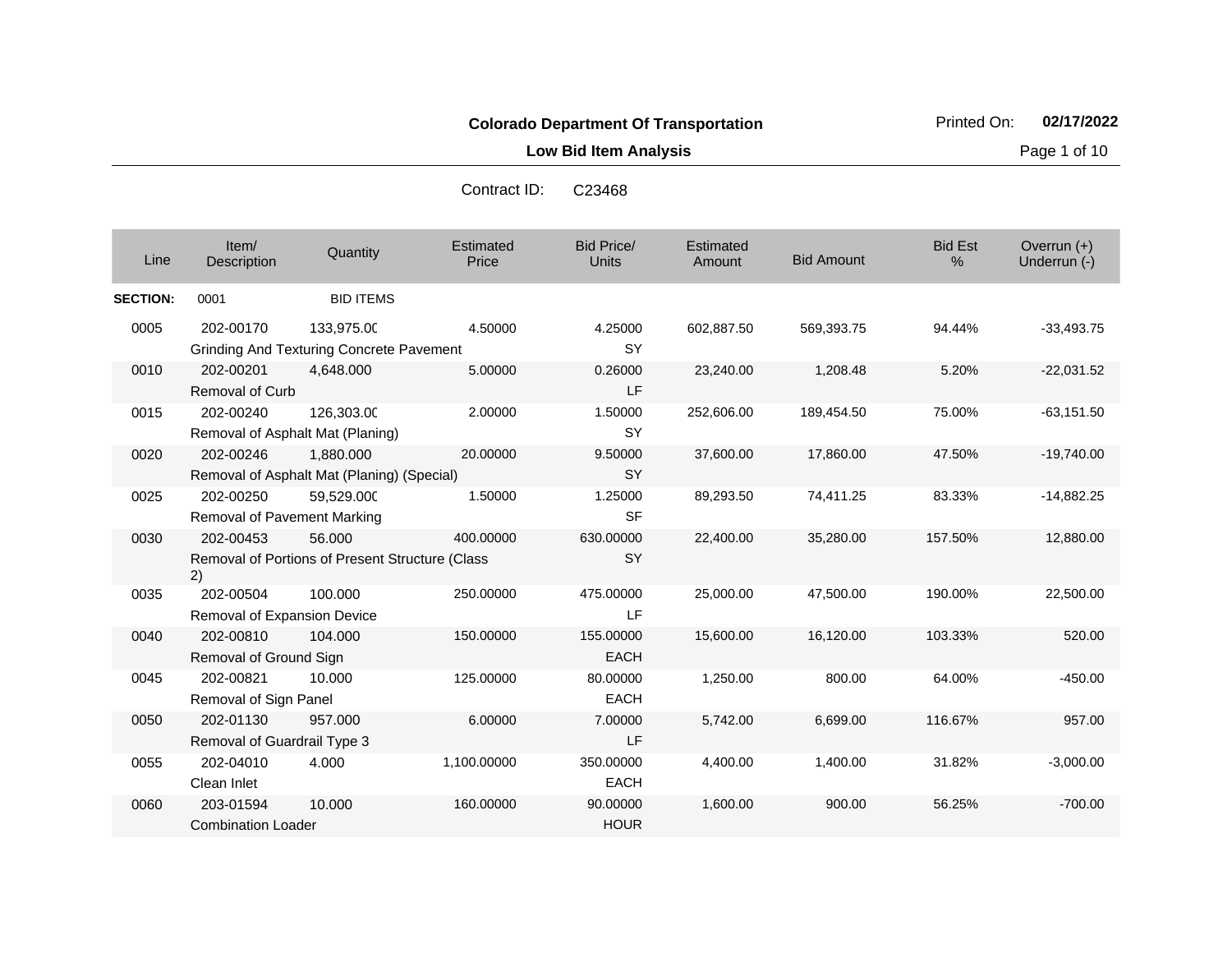**Colorado Department Of Transportation**

**Low Bid Item Analysis**

Printed On: **02/17/2022**

Contract ID: C23468

| Line | Item/ Description | Quantity | Estimated Price | Bid Price/ Units | Estimated Amount | Bid Amount | Bid Est % | Overrun (+) Underrun (-) |
|---|---|---|---|---|---|---|---|---|
| **SECTION:** | 0001 | BID ITEMS | | | | | | |
| 0005 | 202-00170 Grinding And Texturing Concrete Pavement | 133,975.00 | 4.50000 | 4.25000 SY | 602,887.50 | 569,393.75 | 94.44% | -33,493.75 |
| 0010 | 202-00201 Removal of Curb | 4,648.000 | 5.00000 | 0.26000 LF | 23,240.00 | 1,208.48 | 5.20% | -22,031.52 |
| 0015 | 202-00240 Removal of Asphalt Mat (Planing) | 126,303.00 | 2.00000 | 1.50000 SY | 252,606.00 | 189,454.50 | 75.00% | -63,151.50 |
| 0020 | 202-00246 Removal of Asphalt Mat (Planing) (Special) | 1,880.000 | 20.00000 | 9.50000 SY | 37,600.00 | 17,860.00 | 47.50% | -19,740.00 |
| 0025 | 202-00250 Removal of Pavement Marking | 59,529.000 | 1.50000 | 1.25000 SF | 89,293.50 | 74,411.25 | 83.33% | -14,882.25 |
| 0030 | 202-00453 Removal of Portions of Present Structure (Class 2) | 56.000 | 400.00000 | 630.00000 SY | 22,400.00 | 35,280.00 | 157.50% | 12,880.00 |
| 0035 | 202-00504 Removal of Expansion Device | 100.000 | 250.00000 | 475.00000 LF | 25,000.00 | 47,500.00 | 190.00% | 22,500.00 |
| 0040 | 202-00810 Removal of Ground Sign | 104.000 | 150.00000 | 155.00000 EACH | 15,600.00 | 16,120.00 | 103.33% | 520.00 |
| 0045 | 202-00821 Removal of Sign Panel | 10.000 | 125.00000 | 80.00000 EACH | 1,250.00 | 800.00 | 64.00% | -450.00 |
| 0050 | 202-01130 Removal of Guardrail Type 3 | 957.000 | 6.00000 | 7.00000 LF | 5,742.00 | 6,699.00 | 116.67% | 957.00 |
| 0055 | 202-04010 Clean Inlet | 4.000 | 1,100.00000 | 350.00000 EACH | 4,400.00 | 1,400.00 | 31.82% | -3,000.00 |
| 0060 | 203-01594 Combination Loader | 10.000 | 160.00000 | 90.00000 HOUR | 1,600.00 | 900.00 | 56.25% | -700.00 |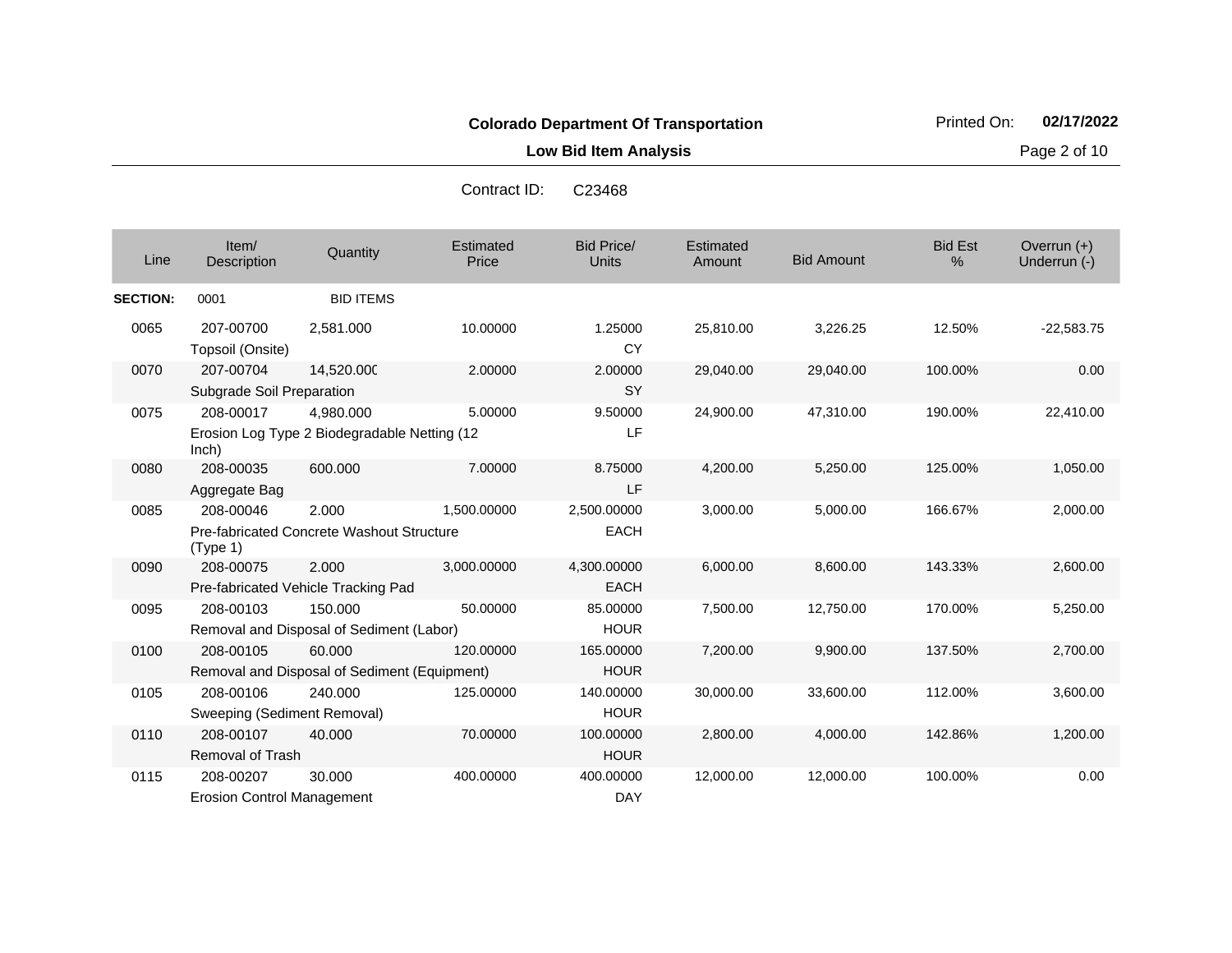**Colorado Department Of Transportation**

Printed On: **02/17/2022**

**Low Bid Item Analysis**

Contract ID: C23468

| Line | Item/ Description | Quantity | Estimated Price | Bid Price/ Units | Estimated Amount | Bid Amount | Bid Est % | Overrun (+) Underrun (-) |
|---|---|---|---|---|---|---|---|---|
| **SECTION:** | 0001 | BID ITEMS | | | | | | |
| 0065 | 207-00700 Topsoil (Onsite) | 2,581.000 | 10.00000 | 1.25000 CY | 25,810.00 | 3,226.25 | 12.50% | -22,583.75 |
| 0070 | 207-00704 Subgrade Soil Preparation | 14,520.000 | 2.00000 | 2.00000 SY | 29,040.00 | 29,040.00 | 100.00% | 0.00 |
| 0075 | 208-00017 Erosion Log Type 2 Biodegradable Netting (12 Inch) | 4,980.000 | 5.00000 | 9.50000 LF | 24,900.00 | 47,310.00 | 190.00% | 22,410.00 |
| 0080 | 208-00035 Aggregate Bag | 600.000 | 7.00000 | 8.75000 LF | 4,200.00 | 5,250.00 | 125.00% | 1,050.00 |
| 0085 | 208-00046 Pre-fabricated Concrete Washout Structure (Type 1) | 2.000 | 1,500.00000 | 2,500.00000 EACH | 3,000.00 | 5,000.00 | 166.67% | 2,000.00 |
| 0090 | 208-00075 Pre-fabricated Vehicle Tracking Pad | 2.000 | 3,000.00000 | 4,300.00000 EACH | 6,000.00 | 8,600.00 | 143.33% | 2,600.00 |
| 0095 | 208-00103 Removal and Disposal of Sediment (Labor) | 150.000 | 50.00000 | 85.00000 HOUR | 7,500.00 | 12,750.00 | 170.00% | 5,250.00 |
| 0100 | 208-00105 Removal and Disposal of Sediment (Equipment) | 60.000 | 120.00000 | 165.00000 HOUR | 7,200.00 | 9,900.00 | 137.50% | 2,700.00 |
| 0105 | 208-00106 Sweeping (Sediment Removal) | 240.000 | 125.00000 | 140.00000 HOUR | 30,000.00 | 33,600.00 | 112.00% | 3,600.00 |
| 0110 | 208-00107 Removal of Trash | 40.000 | 70.00000 | 100.00000 HOUR | 2,800.00 | 4,000.00 | 142.86% | 1,200.00 |
| 0115 | 208-00207 Erosion Control Management | 30.000 | 400.00000 | 400.00000 DAY | 12,000.00 | 12,000.00 | 100.00% | 0.00 |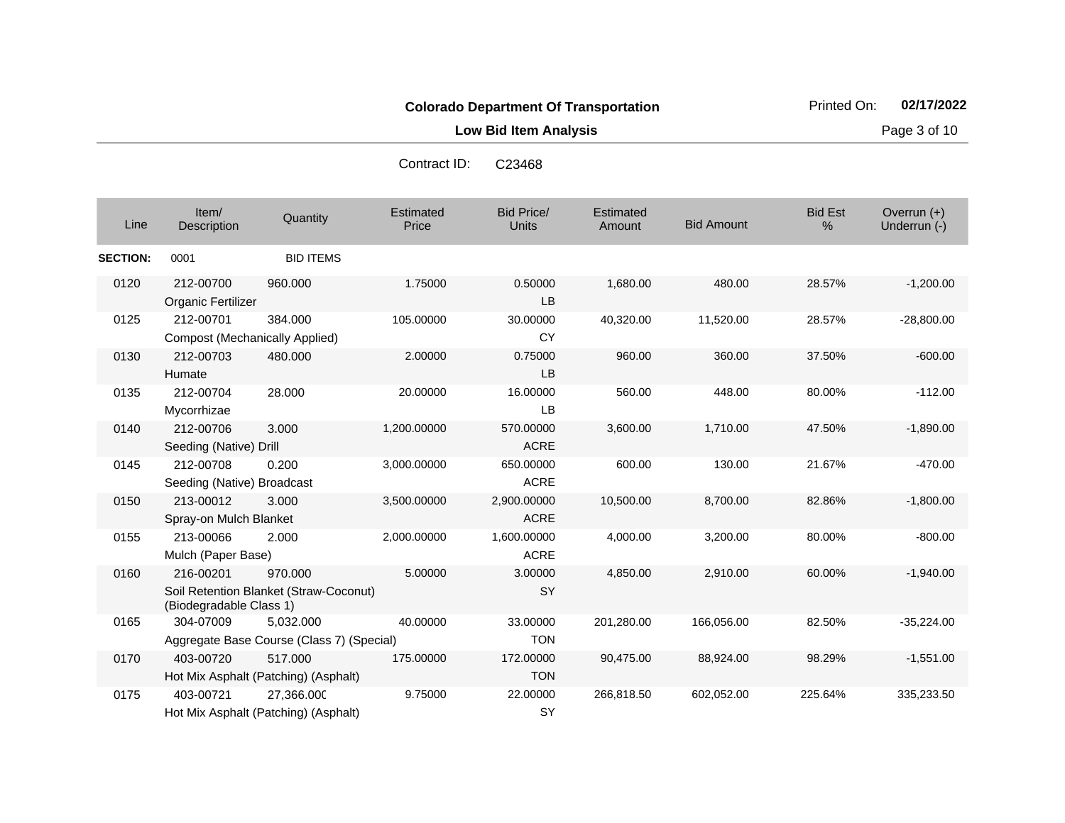**Colorado Department Of Transportation**

**Low Bid Item Analysis**

Printed On: **02/17/2022**

Contract ID: C23468

| Line | Item/ Description | Quantity | Estimated Price | Bid Price/ Units | Estimated Amount | Bid Amount | Bid Est % | Overrun (+) Underrun (-) |
|---|---|---|---|---|---|---|---|---|
| **SECTION:** | 0001 | BID ITEMS | | | | | | |
| 0120 | 212-00700 Organic Fertilizer | 960.000 | 1.75000 | 0.50000 LB | 1,680.00 | 480.00 | 28.57% | -1,200.00 |
| 0125 | 212-00701 Compost (Mechanically Applied) | 384.000 | 105.00000 | 30.00000 CY | 40,320.00 | 11,520.00 | 28.57% | -28,800.00 |
| 0130 | 212-00703 Humate | 480.000 | 2.00000 | 0.75000 LB | 960.00 | 360.00 | 37.50% | -600.00 |
| 0135 | 212-00704 Mycorrhizae | 28.000 | 20.00000 | 16.00000 LB | 560.00 | 448.00 | 80.00% | -112.00 |
| 0140 | 212-00706 Seeding (Native) Drill | 3.000 | 1,200.00000 | 570.00000 ACRE | 3,600.00 | 1,710.00 | 47.50% | -1,890.00 |
| 0145 | 212-00708 Seeding (Native) Broadcast | 0.200 | 3,000.00000 | 650.00000 ACRE | 600.00 | 130.00 | 21.67% | -470.00 |
| 0150 | 213-00012 Spray-on Mulch Blanket | 3.000 | 3,500.00000 | 2,900.00000 ACRE | 10,500.00 | 8,700.00 | 82.86% | -1,800.00 |
| 0155 | 213-00066 Mulch (Paper Base) | 2.000 | 2,000.00000 | 1,600.00000 ACRE | 4,000.00 | 3,200.00 | 80.00% | -800.00 |
| 0160 | 216-00201 Soil Retention Blanket (Straw-Coconut) (Biodegradable Class 1) | 970.000 | 5.00000 | 3.00000 SY | 4,850.00 | 2,910.00 | 60.00% | -1,940.00 |
| 0165 | 304-07009 Aggregate Base Course (Class 7) (Special) | 5,032.000 | 40.00000 | 33.00000 TON | 201,280.00 | 166,056.00 | 82.50% | -35,224.00 |
| 0170 | 403-00720 Hot Mix Asphalt (Patching) (Asphalt) | 517.000 | 175.00000 | 172.00000 TON | 90,475.00 | 88,924.00 | 98.29% | -1,551.00 |
| 0175 | 403-00721 Hot Mix Asphalt (Patching) (Asphalt) | 27,366.000 | 9.75000 | 22.00000 SY | 266,818.50 | 602,052.00 | 225.64% | 335,233.50 |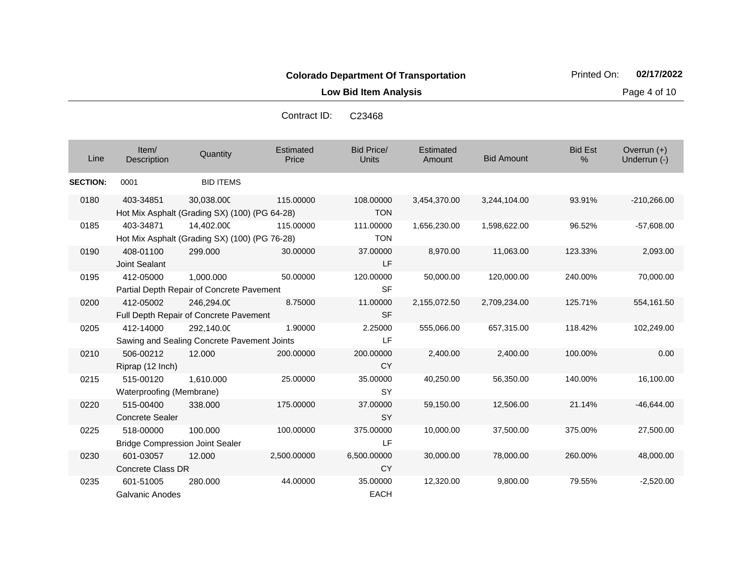**Colorado Department Of Transportation**

**Low Bid Item Analysis**

Printed On: **02/17/2022**

Contract ID: C23468

| Line | Item/ Description | Quantity | Estimated Price | Bid Price/ Units | Estimated Amount | Bid Amount | Bid Est % | Overrun (+) Underrun (-) |
|---|---|---|---|---|---|---|---|---|
| **SECTION:** | 0001 | BID ITEMS | | | | | | |
| 0180 | 403-34851 Hot Mix Asphalt (Grading SX) (100) (PG 64-28) | 30,038.000 | 115.00000 | 108.00000 TON | 3,454,370.00 | 3,244,104.00 | 93.91% | -210,266.00 |
| 0185 | 403-34871 Hot Mix Asphalt (Grading SX) (100) (PG 76-28) | 14,402.000 | 115.00000 | 111.00000 TON | 1,656,230.00 | 1,598,622.00 | 96.52% | -57,608.00 |
| 0190 | 408-01100 Joint Sealant | 299.000 | 30.00000 | 37.00000 LF | 8,970.00 | 11,063.00 | 123.33% | 2,093.00 |
| 0195 | 412-05000 Partial Depth Repair of Concrete Pavement | 1,000.000 | 50.00000 | 120.00000 SF | 50,000.00 | 120,000.00 | 240.00% | 70,000.00 |
| 0200 | 412-05002 Full Depth Repair of Concrete Pavement | 246,294.000 | 8.75000 | 11.00000 SF | 2,155,072.50 | 2,709,234.00 | 125.71% | 554,161.50 |
| 0205 | 412-14000 Sawing and Sealing Concrete Pavement Joints | 292,140.000 | 1.90000 | 2.25000 LF | 555,066.00 | 657,315.00 | 118.42% | 102,249.00 |
| 0210 | 506-00212 Riprap (12 Inch) | 12.000 | 200.00000 | 200.00000 CY | 2,400.00 | 2,400.00 | 100.00% | 0.00 |
| 0215 | 515-00120 Waterproofing (Membrane) | 1,610.000 | 25.00000 | 35.00000 SY | 40,250.00 | 56,350.00 | 140.00% | 16,100.00 |
| 0220 | 515-00400 Concrete Sealer | 338.000 | 175.00000 | 37.00000 SY | 59,150.00 | 12,506.00 | 21.14% | -46,644.00 |
| 0225 | 518-00000 Bridge Compression Joint Sealer | 100.000 | 100.00000 | 375.00000 LF | 10,000.00 | 37,500.00 | 375.00% | 27,500.00 |
| 0230 | 601-03057 Concrete Class DR | 12.000 | 2,500.00000 | 6,500.00000 CY | 30,000.00 | 78,000.00 | 260.00% | 48,000.00 |
| 0235 | 601-51005 Galvanic Anodes | 280.000 | 44.00000 | 35.00000 EACH | 12,320.00 | 9,800.00 | 79.55% | -2,520.00 |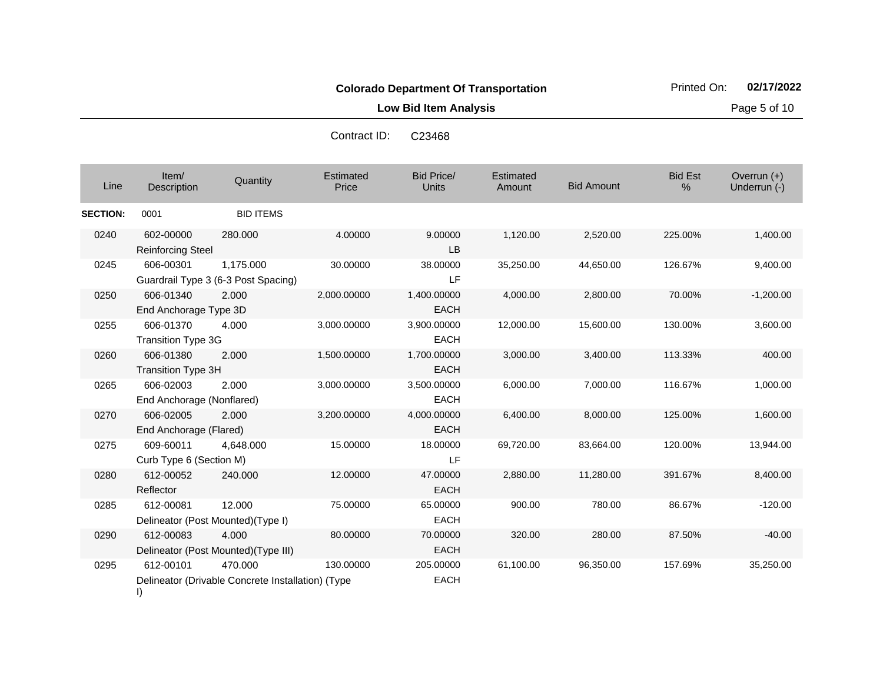**Colorado Department Of Transportation**

Printed On: **02/17/2022**

**Low Bid Item Analysis**

Contract ID: C23468

| Line | Item/ Description | Quantity | Estimated Price | Bid Price/ Units | Estimated Amount | Bid Amount | Bid Est % | Overrun (+) Underrun (-) |
|---|---|---|---|---|---|---|---|---|
| **SECTION:** | 0001 | BID ITEMS | | | | | | |
| 0240 | 602-00000 Reinforcing Steel | 280.000 | 4.00000 | 9.00000 LB | 1,120.00 | 2,520.00 | 225.00% | 1,400.00 |
| 0245 | 606-00301 Guardrail Type 3 (6-3 Post Spacing) | 1,175.000 | 30.00000 | 38.00000 LF | 35,250.00 | 44,650.00 | 126.67% | 9,400.00 |
| 0250 | 606-01340 End Anchorage Type 3D | 2.000 | 2,000.00000 | 1,400.00000 EACH | 4,000.00 | 2,800.00 | 70.00% | -1,200.00 |
| 0255 | 606-01370 Transition Type 3G | 4.000 | 3,000.00000 | 3,900.00000 EACH | 12,000.00 | 15,600.00 | 130.00% | 3,600.00 |
| 0260 | 606-01380 Transition Type 3H | 2.000 | 1,500.00000 | 1,700.00000 EACH | 3,000.00 | 3,400.00 | 113.33% | 400.00 |
| 0265 | 606-02003 End Anchorage (Nonflared) | 2.000 | 3,000.00000 | 3,500.00000 EACH | 6,000.00 | 7,000.00 | 116.67% | 1,000.00 |
| 0270 | 606-02005 End Anchorage (Flared) | 2.000 | 3,200.00000 | 4,000.00000 EACH | 6,400.00 | 8,000.00 | 125.00% | 1,600.00 |
| 0275 | 609-60011 Curb Type 6 (Section M) | 4,648.000 | 15.00000 | 18.00000 LF | 69,720.00 | 83,664.00 | 120.00% | 13,944.00 |
| 0280 | 612-00052 Reflector | 240.000 | 12.00000 | 47.00000 EACH | 2,880.00 | 11,280.00 | 391.67% | 8,400.00 |
| 0285 | 612-00081 Delineator (Post Mounted)(Type I) | 12.000 | 75.00000 | 65.00000 EACH | 900.00 | 780.00 | 86.67% | -120.00 |
| 0290 | 612-00083 Delineator (Post Mounted)(Type III) | 4.000 | 80.00000 | 70.00000 EACH | 320.00 | 280.00 | 87.50% | -40.00 |
| 0295 | 612-00101 Delineator (Drivable Concrete Installation) (Type I) | 470.000 | 130.00000 | 205.00000 EACH | 61,100.00 | 96,350.00 | 157.69% | 35,250.00 |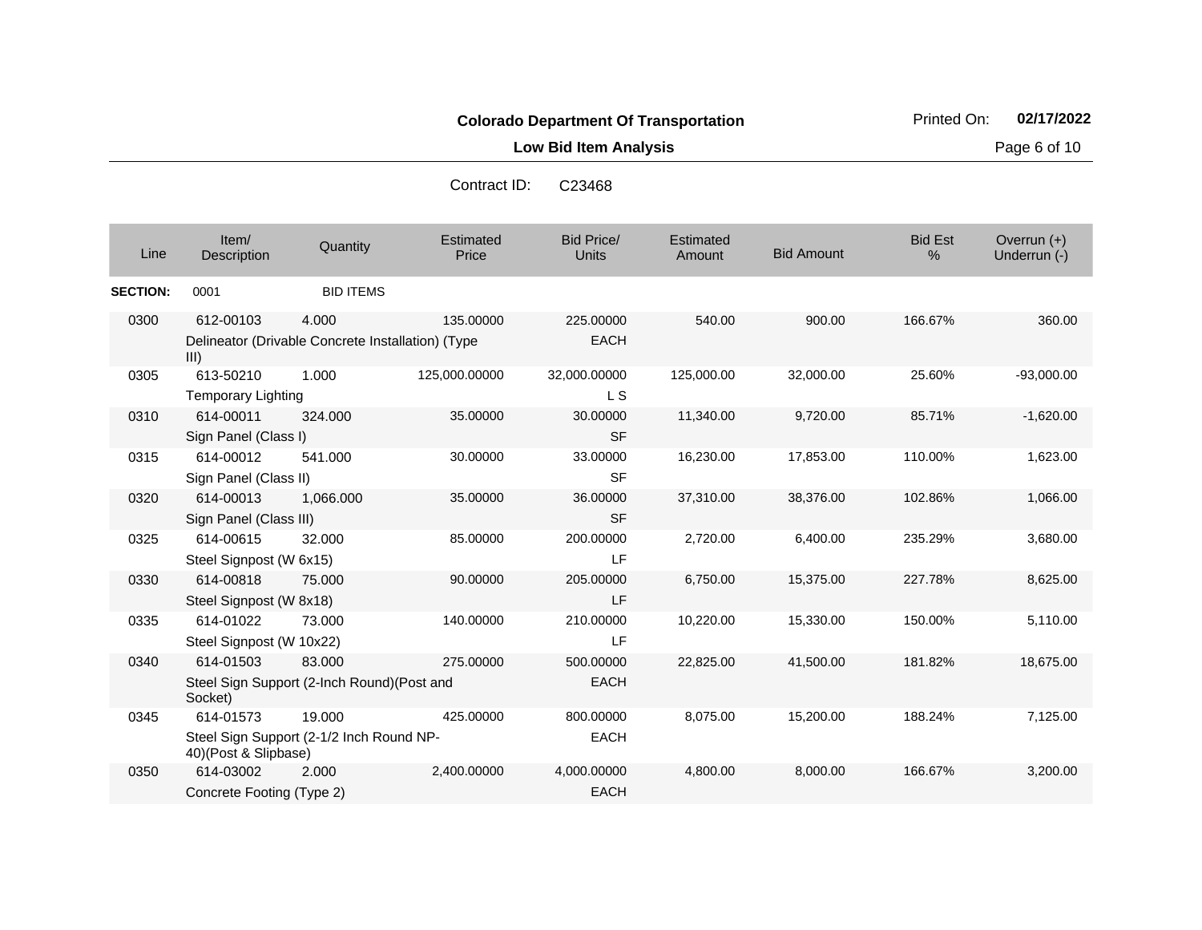**Colorado Department Of Transportation**

**Low Bid Item Analysis**

Printed On: **02/17/2022**

Contract ID: C23468

| Line | Item/ Description | Quantity | Estimated Price | Bid Price/ Units | Estimated Amount | Bid Amount | Bid Est % | Overrun (+) Underrun (-) |
|---|---|---|---|---|---|---|---|---|
| **SECTION:** | 0001 | BID ITEMS | | | | | | |
| 0300 | 612-00103 Delineator (Drivable Concrete Installation) (Type III) | 4.000 | 135.00000 | 225.00000 EACH | 540.00 | 900.00 | 166.67% | 360.00 |
| 0305 | 613-50210 Temporary Lighting | 1.000 | 125,000.00000 | 32,000.00000 L S | 125,000.00 | 32,000.00 | 25.60% | -93,000.00 |
| 0310 | 614-00011 Sign Panel (Class I) | 324.000 | 35.00000 | 30.00000 SF | 11,340.00 | 9,720.00 | 85.71% | -1,620.00 |
| 0315 | 614-00012 Sign Panel (Class II) | 541.000 | 30.00000 | 33.00000 SF | 16,230.00 | 17,853.00 | 110.00% | 1,623.00 |
| 0320 | 614-00013 Sign Panel (Class III) | 1,066.000 | 35.00000 | 36.00000 SF | 37,310.00 | 38,376.00 | 102.86% | 1,066.00 |
| 0325 | 614-00615 Steel Signpost (W 6x15) | 32.000 | 85.00000 | 200.00000 LF | 2,720.00 | 6,400.00 | 235.29% | 3,680.00 |
| 0330 | 614-00818 Steel Signpost (W 8x18) | 75.000 | 90.00000 | 205.00000 LF | 6,750.00 | 15,375.00 | 227.78% | 8,625.00 |
| 0335 | 614-01022 Steel Signpost (W 10x22) | 73.000 | 140.00000 | 210.00000 LF | 10,220.00 | 15,330.00 | 150.00% | 5,110.00 |
| 0340 | 614-01503 Steel Sign Support (2-Inch Round)(Post and Socket) | 83.000 | 275.00000 | 500.00000 EACH | 22,825.00 | 41,500.00 | 181.82% | 18,675.00 |
| 0345 | 614-01573 Steel Sign Support (2-1/2 Inch Round NP-40)(Post & Slipbase) | 19.000 | 425.00000 | 800.00000 EACH | 8,075.00 | 15,200.00 | 188.24% | 7,125.00 |
| 0350 | 614-03002 Concrete Footing (Type 2) | 2.000 | 2,400.00000 | 4,000.00000 EACH | 4,800.00 | 8,000.00 | 166.67% | 3,200.00 |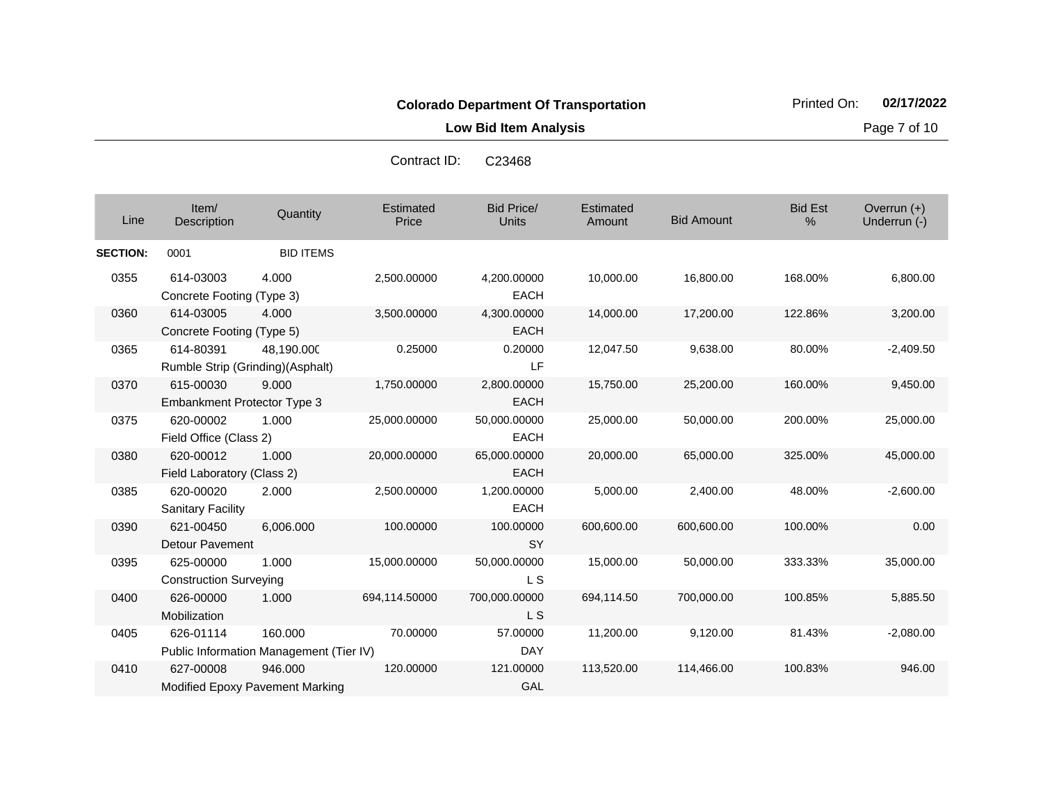**Colorado Department Of Transportation**

**Low Bid Item Analysis**

Printed On: **02/17/2022**

Contract ID: C23468

| Line | Item/ Description | Quantity | Estimated Price | Bid Price/ Units | Estimated Amount | Bid Amount | Bid Est % | Overrun (+) Underrun (-) |
|---|---|---|---|---|---|---|---|---|
| **SECTION:** | 0001 | BID ITEMS | | | | | | |
| 0355 | 614-03003 Concrete Footing (Type 3) | 4.000 | 2,500.00000 | 4,200.00000 EACH | 10,000.00 | 16,800.00 | 168.00% | 6,800.00 |
| 0360 | 614-03005 Concrete Footing (Type 5) | 4.000 | 3,500.00000 | 4,300.00000 EACH | 14,000.00 | 17,200.00 | 122.86% | 3,200.00 |
| 0365 | 614-80391 Rumble Strip (Grinding)(Asphalt) | 48,190.000 | 0.25000 | 0.20000 LF | 12,047.50 | 9,638.00 | 80.00% | -2,409.50 |
| 0370 | 615-00030 Embankment Protector Type 3 | 9.000 | 1,750.00000 | 2,800.00000 EACH | 15,750.00 | 25,200.00 | 160.00% | 9,450.00 |
| 0375 | 620-00002 Field Office (Class 2) | 1.000 | 25,000.00000 | 50,000.00000 EACH | 25,000.00 | 50,000.00 | 200.00% | 25,000.00 |
| 0380 | 620-00012 Field Laboratory (Class 2) | 1.000 | 20,000.00000 | 65,000.00000 EACH | 20,000.00 | 65,000.00 | 325.00% | 45,000.00 |
| 0385 | 620-00020 Sanitary Facility | 2.000 | 2,500.00000 | 1,200.00000 EACH | 5,000.00 | 2,400.00 | 48.00% | -2,600.00 |
| 0390 | 621-00450 Detour Pavement | 6,006.000 | 100.00000 | 100.00000 SY | 600,600.00 | 600,600.00 | 100.00% | 0.00 |
| 0395 | 625-00000 Construction Surveying | 1.000 | 15,000.00000 | 50,000.00000 L S | 15,000.00 | 50,000.00 | 333.33% | 35,000.00 |
| 0400 | 626-00000 Mobilization | 1.000 | 694,114.50000 | 700,000.00000 L S | 694,114.50 | 700,000.00 | 100.85% | 5,885.50 |
| 0405 | 626-01114 Public Information Management (Tier IV) | 160.000 | 70.00000 | 57.00000 DAY | 11,200.00 | 9,120.00 | 81.43% | -2,080.00 |
| 0410 | 627-00008 Modified Epoxy Pavement Marking | 946.000 | 120.00000 | 121.00000 GAL | 113,520.00 | 114,466.00 | 100.83% | 946.00 |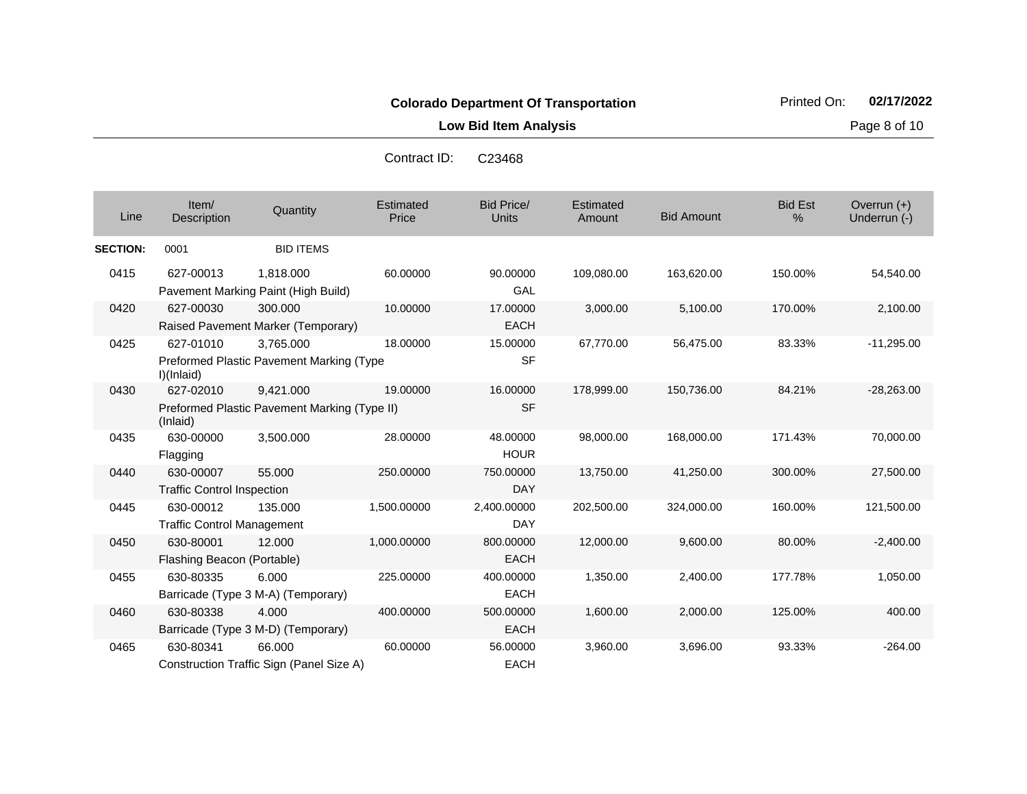**Colorado Department Of Transportation**

**Low Bid Item Analysis**

Printed On: **02/17/2022**

Contract ID: C23468

| Line | Item/ Description | Quantity | Estimated Price | Bid Price/ Units | Estimated Amount | Bid Amount | Bid Est % | Overrun (+) Underrun (-) |
|---|---|---|---|---|---|---|---|---|
| **SECTION:** | 0001 | BID ITEMS | | | | | | |
| 0415 | 627-00013 Pavement Marking Paint (High Build) | 1,818.000 | 60.00000 | 90.00000 GAL | 109,080.00 | 163,620.00 | 150.00% | 54,540.00 |
| 0420 | 627-00030 Raised Pavement Marker (Temporary) | 300.000 | 10.00000 | 17.00000 EACH | 3,000.00 | 5,100.00 | 170.00% | 2,100.00 |
| 0425 | 627-01010 Preformed Plastic Pavement Marking (Type I)(Inlaid) | 3,765.000 | 18.00000 | 15.00000 SF | 67,770.00 | 56,475.00 | 83.33% | -11,295.00 |
| 0430 | 627-02010 Preformed Plastic Pavement Marking (Type II) (Inlaid) | 9,421.000 | 19.00000 | 16.00000 SF | 178,999.00 | 150,736.00 | 84.21% | -28,263.00 |
| 0435 | 630-00000 Flagging | 3,500.000 | 28.00000 | 48.00000 HOUR | 98,000.00 | 168,000.00 | 171.43% | 70,000.00 |
| 0440 | 630-00007 Traffic Control Inspection | 55.000 | 250.00000 | 750.00000 DAY | 13,750.00 | 41,250.00 | 300.00% | 27,500.00 |
| 0445 | 630-00012 Traffic Control Management | 135.000 | 1,500.00000 | 2,400.00000 DAY | 202,500.00 | 324,000.00 | 160.00% | 121,500.00 |
| 0450 | 630-80001 Flashing Beacon (Portable) | 12.000 | 1,000.00000 | 800.00000 EACH | 12,000.00 | 9,600.00 | 80.00% | -2,400.00 |
| 0455 | 630-80335 Barricade (Type 3 M-A) (Temporary) | 6.000 | 225.00000 | 400.00000 EACH | 1,350.00 | 2,400.00 | 177.78% | 1,050.00 |
| 0460 | 630-80338 Barricade (Type 3 M-D) (Temporary) | 4.000 | 400.00000 | 500.00000 EACH | 1,600.00 | 2,000.00 | 125.00% | 400.00 |
| 0465 | 630-80341 Construction Traffic Sign (Panel Size A) | 66.000 | 60.00000 | 56.00000 EACH | 3,960.00 | 3,696.00 | 93.33% | -264.00 |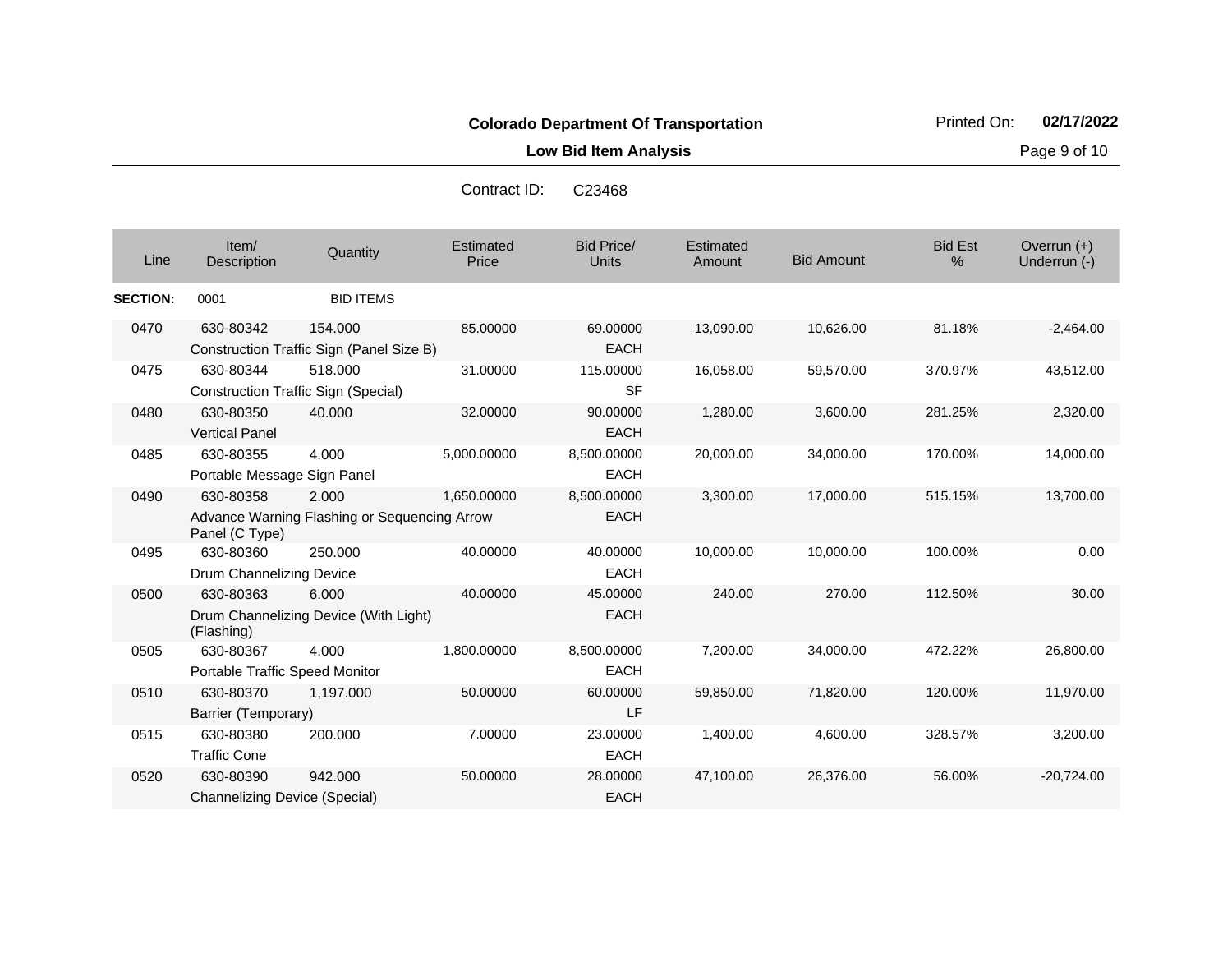**Colorado Department Of Transportation**

**Low Bid Item Analysis**

Printed On: **02/17/2022**

Contract ID: C23468

| Line | Item/ Description | Quantity | Estimated Price | Bid Price/ Units | Estimated Amount | Bid Amount | Bid Est % | Overrun (+) Underrun (-) |
|---|---|---|---|---|---|---|---|---|
| **SECTION:** | 0001 | BID ITEMS | | | | | | |
| 0470 | 630-80342 Construction Traffic Sign (Panel Size B) | 154.000 | 85.00000 | 69.00000 EACH | 13,090.00 | 10,626.00 | 81.18% | -2,464.00 |
| 0475 | 630-80344 Construction Traffic Sign (Special) | 518.000 | 31.00000 | 115.00000 SF | 16,058.00 | 59,570.00 | 370.97% | 43,512.00 |
| 0480 | 630-80350 Vertical Panel | 40.000 | 32.00000 | 90.00000 EACH | 1,280.00 | 3,600.00 | 281.25% | 2,320.00 |
| 0485 | 630-80355 Portable Message Sign Panel | 4.000 | 5,000.00000 | 8,500.00000 EACH | 20,000.00 | 34,000.00 | 170.00% | 14,000.00 |
| 0490 | 630-80358 Advance Warning Flashing or Sequencing Arrow Panel (C Type) | 2.000 | 1,650.00000 | 8,500.00000 EACH | 3,300.00 | 17,000.00 | 515.15% | 13,700.00 |
| 0495 | 630-80360 Drum Channelizing Device | 250.000 | 40.00000 | 40.00000 EACH | 10,000.00 | 10,000.00 | 100.00% | 0.00 |
| 0500 | 630-80363 Drum Channelizing Device (With Light) (Flashing) | 6.000 | 40.00000 | 45.00000 EACH | 240.00 | 270.00 | 112.50% | 30.00 |
| 0505 | 630-80367 Portable Traffic Speed Monitor | 4.000 | 1,800.00000 | 8,500.00000 EACH | 7,200.00 | 34,000.00 | 472.22% | 26,800.00 |
| 0510 | 630-80370 Barrier (Temporary) | 1,197.000 | 50.00000 | 60.00000 LF | 59,850.00 | 71,820.00 | 120.00% | 11,970.00 |
| 0515 | 630-80380 Traffic Cone | 200.000 | 7.00000 | 23.00000 EACH | 1,400.00 | 4,600.00 | 328.57% | 3,200.00 |
| 0520 | 630-80390 Channelizing Device (Special) | 942.000 | 50.00000 | 28.00000 EACH | 47,100.00 | 26,376.00 | 56.00% | -20,724.00 |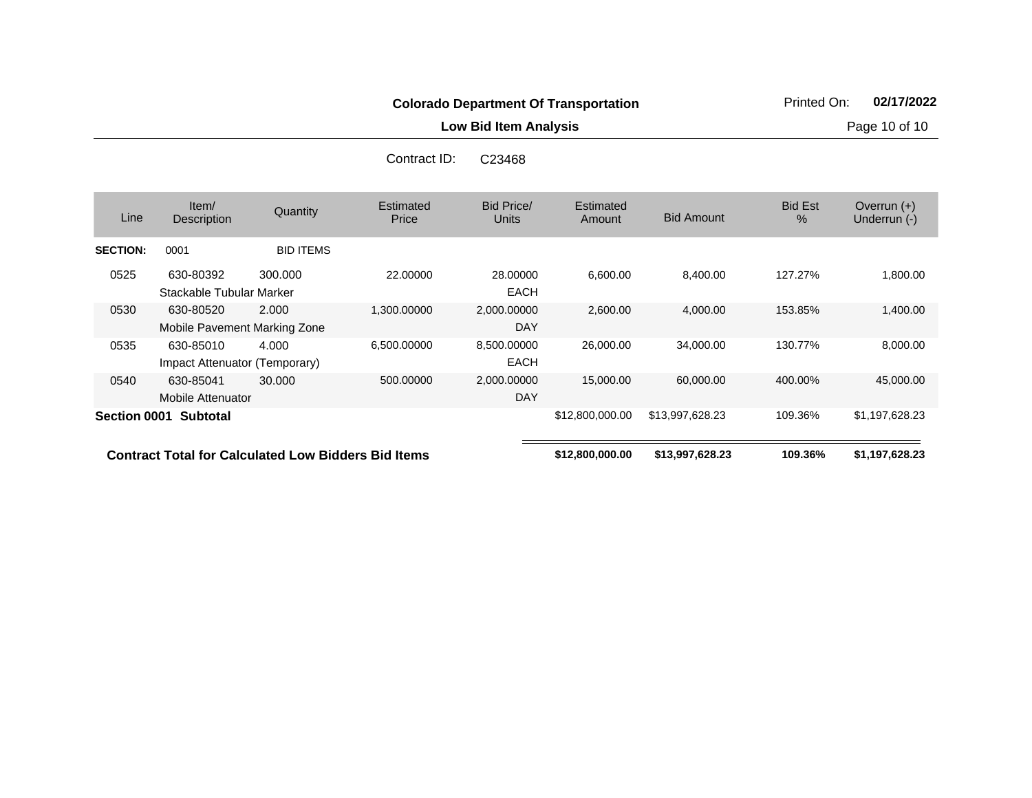**Colorado Department Of Transportation**

**Low Bid Item Analysis**

Printed On: **02/17/2022**

Contract ID: C23468

| Line | Item/ Description | Quantity | Estimated Price | Bid Price/ Units | Estimated Amount | Bid Amount | Bid Est % | Overrun (+) Underrun (-) |
|---|---|---|---|---|---|---|---|---|
| **SECTION:** | 0001 | BID ITEMS | | | | | | |
| 0525 | 630-80392 Stackable Tubular Marker | 300.000 | 22.00000 | 28.00000 EACH | 6,600.00 | 8,400.00 | 127.27% | 1,800.00 |
| 0530 | 630-80520 Mobile Pavement Marking Zone | 2.000 | 1,300.00000 | 2,000.00000 DAY | 2,600.00 | 4,000.00 | 153.85% | 1,400.00 |
| 0535 | 630-85010 Impact Attenuator (Temporary) | 4.000 | 6,500.00000 | 8,500.00000 EACH | 26,000.00 | 34,000.00 | 130.77% | 8,000.00 |
| 0540 | 630-85041 Mobile Attenuator | 30.000 | 500.00000 | 2,000.00000 DAY | 15,000.00 | 60,000.00 | 400.00% | 45,000.00 |
| **Section 0001 Subtotal** | | | | | $12,800,000.00 | $13,997,628.23 | 109.36% | $1,197,628.23 |
| **Contract Total for Calculated Low Bidders Bid Items** | | | | | **$12,800,000.00** | **$13,997,628.23** | **109.36%** | **$1,197,628.23** |